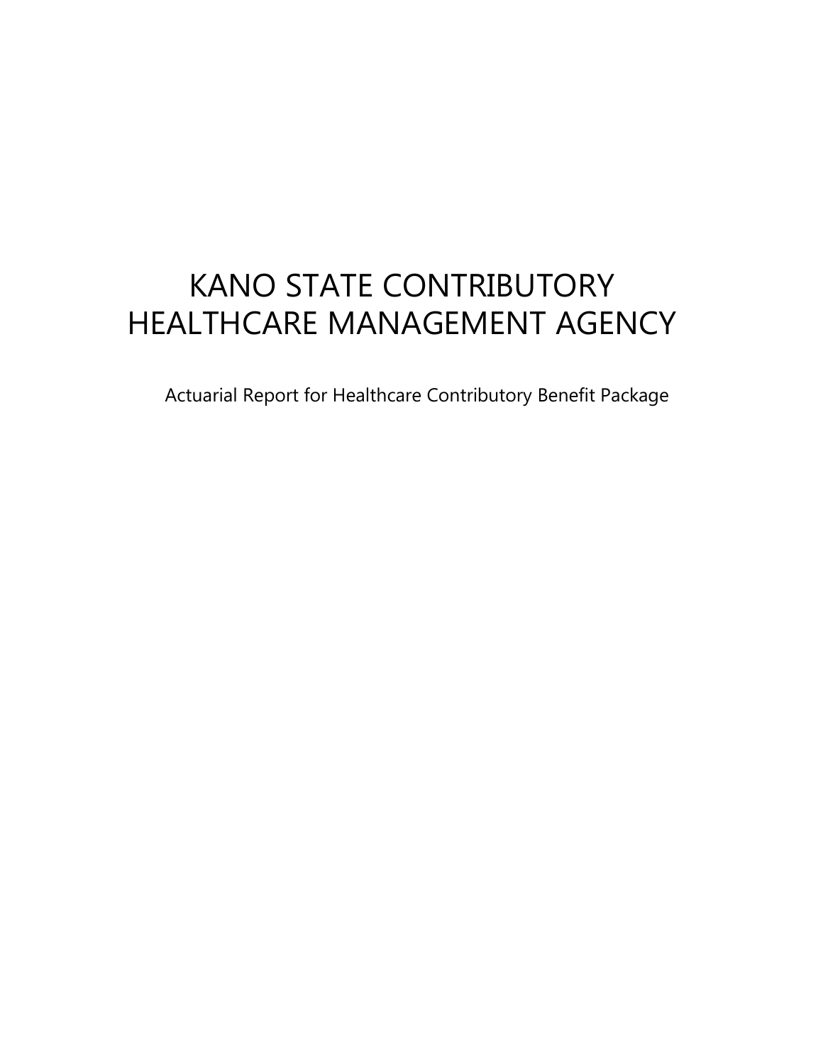# KANO STATE CONTRIBUTORY HEALTHCARE MANAGEMENT AGENCY

Actuarial Report for Healthcare Contributory Benefit Package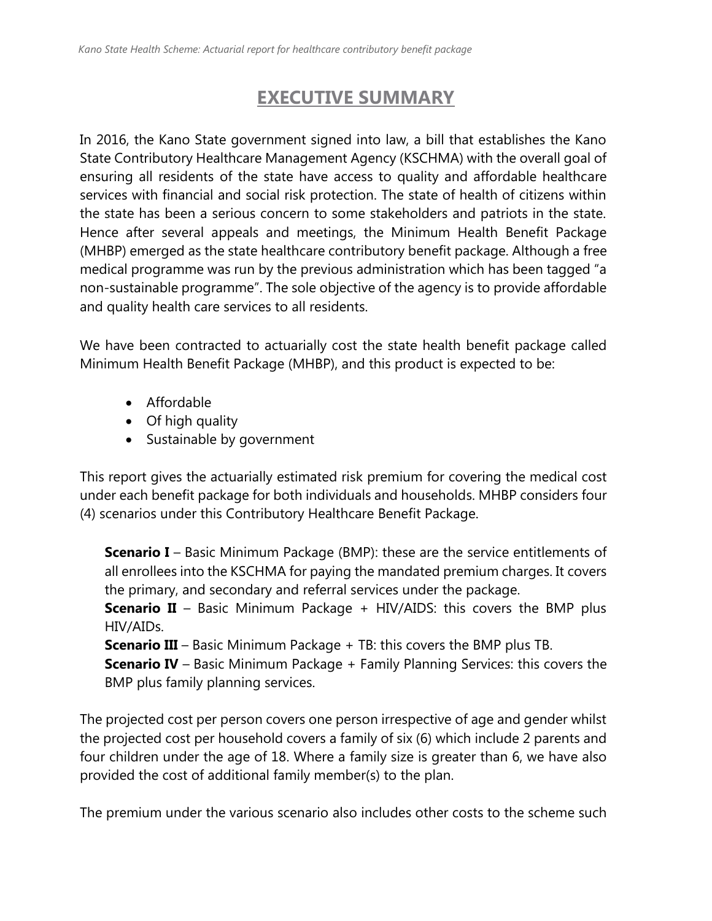# EXECUTIVE SUMMARY

In 2016, the Kano State government signed into law, a bill that establishes the Kano State Contributory Healthcare Management Agency (KSCHMA) with the overall goal of ensuring all residents of the state have access to quality and affordable healthcare services with financial and social risk protection. The state of health of citizens within the state has been a serious concern to some stakeholders and patriots in the state. Hence after several appeals and meetings, the Minimum Health Benefit Package (MHBP) emerged as the state healthcare contributory benefit package. Although a free medical programme was run by the previous administration which has been tagged "a non-sustainable programme". The sole objective of the agency is to provide affordable and quality health care services to all residents.

We have been contracted to actuarially cost the state health benefit package called Minimum Health Benefit Package (MHBP), and this product is expected to be:

- Affordable
- Of high quality
- Sustainable by government

This report gives the actuarially estimated risk premium for covering the medical cost under each benefit package for both individuals and households. MHBP considers four (4) scenarios under this Contributory Healthcare Benefit Package.

> **Scenario I** – Basic Minimum Package (BMP): these are the service entitlements of all enrollees into the KSCHMA for paying the mandated premium charges. It covers the primary, and secondary and referral services under the package.
>
> **Scenario II** – Basic Minimum Package + HIV/AIDS: this covers the BMP plus HIV/AIDs.
>
> **Scenario III** – Basic Minimum Package + TB: this covers the BMP plus TB.
>
> **Scenario IV** – Basic Minimum Package + Family Planning Services: this covers the BMP plus family planning services.

The projected cost per person covers one person irrespective of age and gender whilst the projected cost per household covers a family of six (6) which include 2 parents and four children under the age of 18. Where a family size is greater than 6, we have also provided the cost of additional family member(s) to the plan.

The premium under the various scenario also includes other costs to the scheme such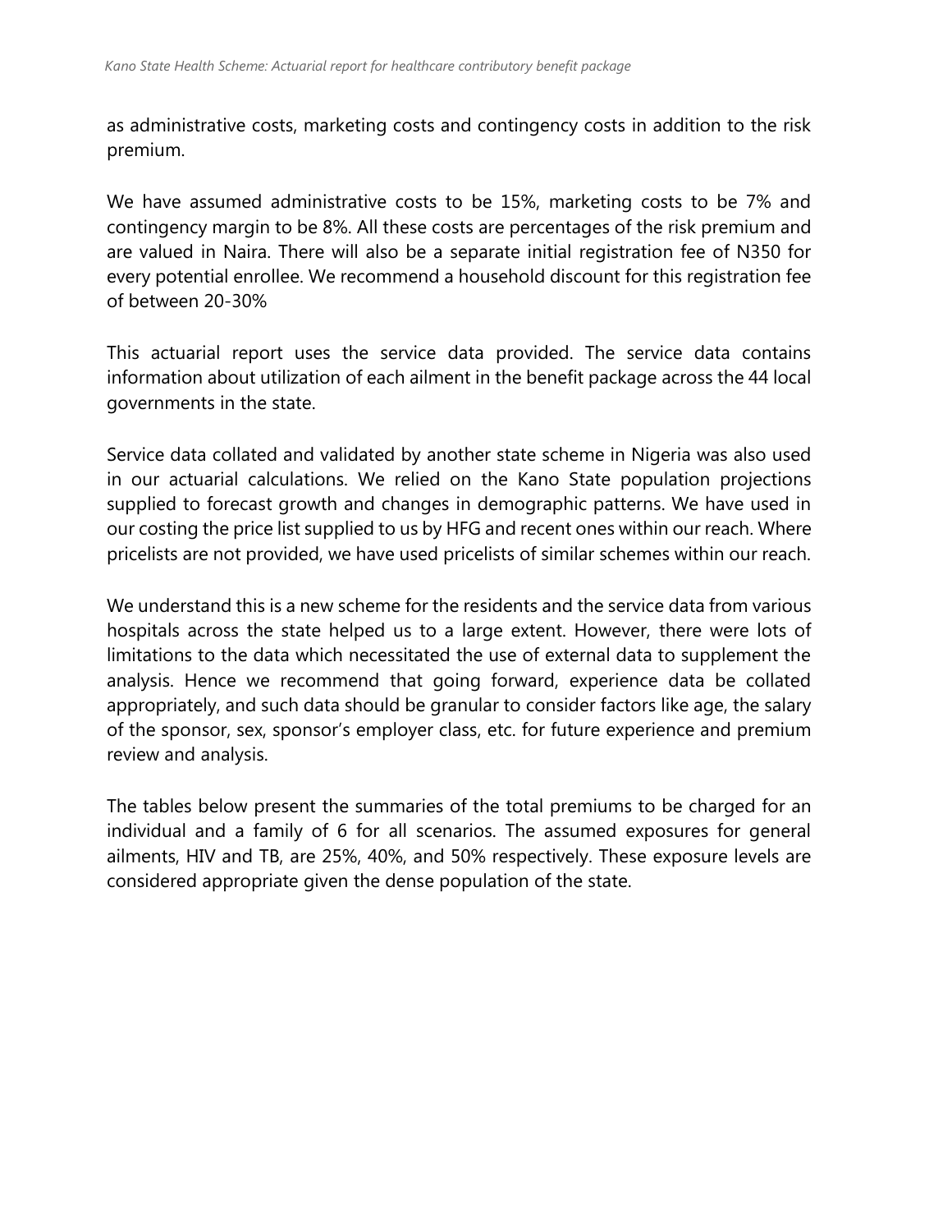as administrative costs, marketing costs and contingency costs in addition to the risk premium.

We have assumed administrative costs to be 15%, marketing costs to be 7% and contingency margin to be 8%. All these costs are percentages of the risk premium and are valued in Naira. There will also be a separate initial registration fee of N350 for every potential enrollee. We recommend a household discount for this registration fee of between 20-30%

This actuarial report uses the service data provided. The service data contains information about utilization of each ailment in the benefit package across the 44 local governments in the state.

Service data collated and validated by another state scheme in Nigeria was also used in our actuarial calculations. We relied on the Kano State population projections supplied to forecast growth and changes in demographic patterns. We have used in our costing the price list supplied to us by HFG and recent ones within our reach. Where pricelists are not provided, we have used pricelists of similar schemes within our reach.

We understand this is a new scheme for the residents and the service data from various hospitals across the state helped us to a large extent. However, there were lots of limitations to the data which necessitated the use of external data to supplement the analysis. Hence we recommend that going forward, experience data be collated appropriately, and such data should be granular to consider factors like age, the salary of the sponsor, sex, sponsor's employer class, etc. for future experience and premium review and analysis.

The tables below present the summaries of the total premiums to be charged for an individual and a family of 6 for all scenarios. The assumed exposures for general ailments, HIV and TB, are 25%, 40%, and 50% respectively. These exposure levels are considered appropriate given the dense population of the state.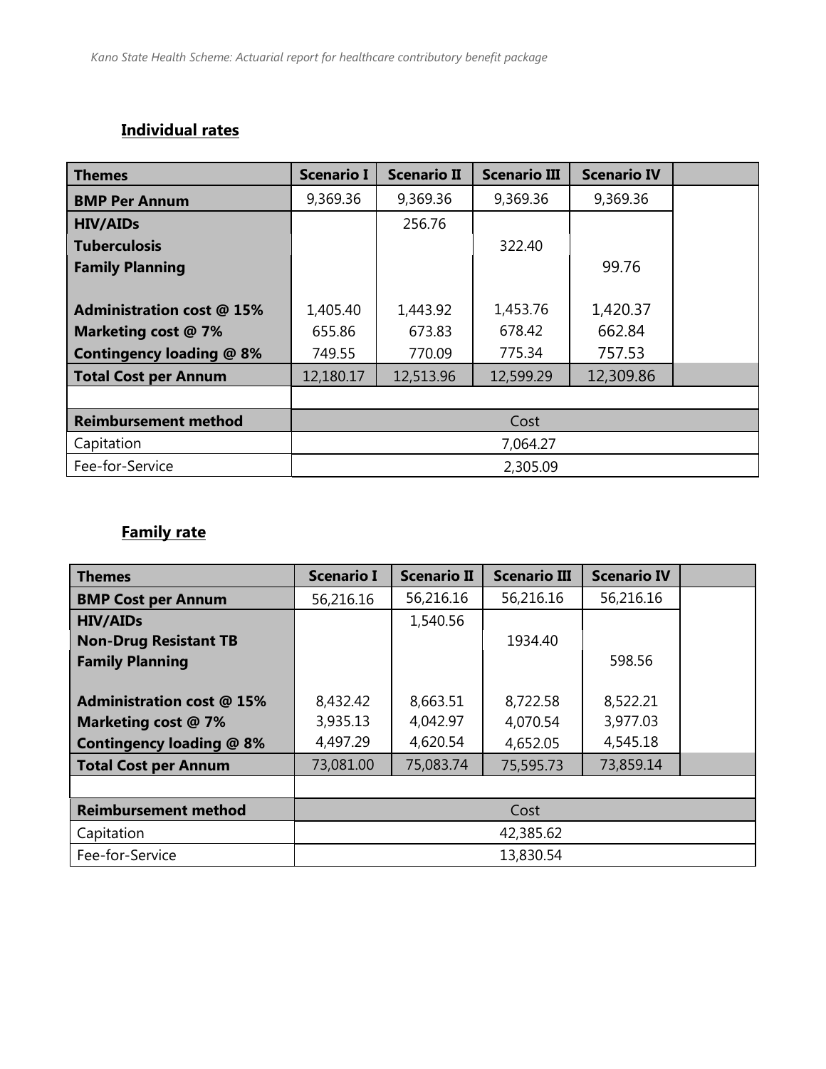## Individual rates

| Themes | Scenario I | Scenario II | Scenario III | Scenario IV | |
|---|---|---|---|---|---|
| BMP Per Annum | 9,369.36 | 9,369.36 | 9,369.36 | 9,369.36 | |
| HIV/AIDs | | 256.76 | | | |
| Tuberculosis | | | 322.40 | | |
| Family Planning | | | | 99.76 | |
| Administration cost @ 15% | 1,405.40 | 1,443.92 | 1,453.76 | 1,420.37 | |
| Marketing cost @ 7% | 655.86 | 673.83 | 678.42 | 662.84 | |
| Contingency loading @ 8% | 749.55 | 770.09 | 775.34 | 757.53 | |
| Total Cost per Annum | 12,180.17 | 12,513.96 | 12,599.29 | 12,309.86 | |
| | | | | | |
| Reimbursement method | Cost | | | | |
| Capitation | 7,064.27 | | | | |
| Fee-for-Service | 2,305.09 | | | | |

## Family rate

| Themes | Scenario I | Scenario II | Scenario III | Scenario IV | |
|---|---|---|---|---|---|
| BMP Cost per Annum | 56,216.16 | 56,216.16 | 56,216.16 | 56,216.16 | |
| HIV/AIDs | | 1,540.56 | | | |
| Non-Drug Resistant TB | | | 1934.40 | | |
| Family Planning | | | | 598.56 | |
| Administration cost @ 15% | 8,432.42 | 8,663.51 | 8,722.58 | 8,522.21 | |
| Marketing cost @ 7% | 3,935.13 | 4,042.97 | 4,070.54 | 3,977.03 | |
| Contingency loading @ 8% | 4,497.29 | 4,620.54 | 4,652.05 | 4,545.18 | |
| Total Cost per Annum | 73,081.00 | 75,083.74 | 75,595.73 | 73,859.14 | |
| | | | | | |
| Reimbursement method | Cost | | | | |
| Capitation | 42,385.62 | | | | |
| Fee-for-Service | 13,830.54 | | | | |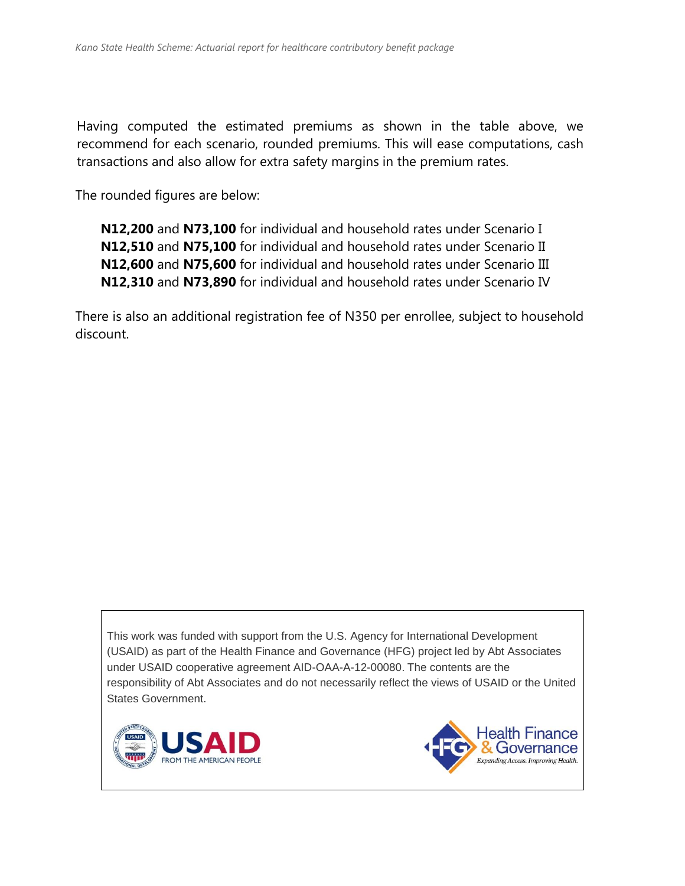Having computed the estimated premiums as shown in the table above, we recommend for each scenario, rounded premiums. This will ease computations, cash transactions and also allow for extra safety margins in the premium rates.

The rounded figures are below:

**N12,200** and **N73,100** for individual and household rates under Scenario I
**N12,510** and **N75,100** for individual and household rates under Scenario II
**N12,600** and **N75,600** for individual and household rates under Scenario III
**N12,310** and **N73,890** for individual and household rates under Scenario IV

There is also an additional registration fee of N350 per enrollee, subject to household discount.

This work was funded with support from the U.S. Agency for International Development (USAID) as part of the Health Finance and Governance (HFG) project led by Abt Associates under USAID cooperative agreement AID-OAA-A-12-00080. The contents are the responsibility of Abt Associates and do not necessarily reflect the views of USAID or the United States Government.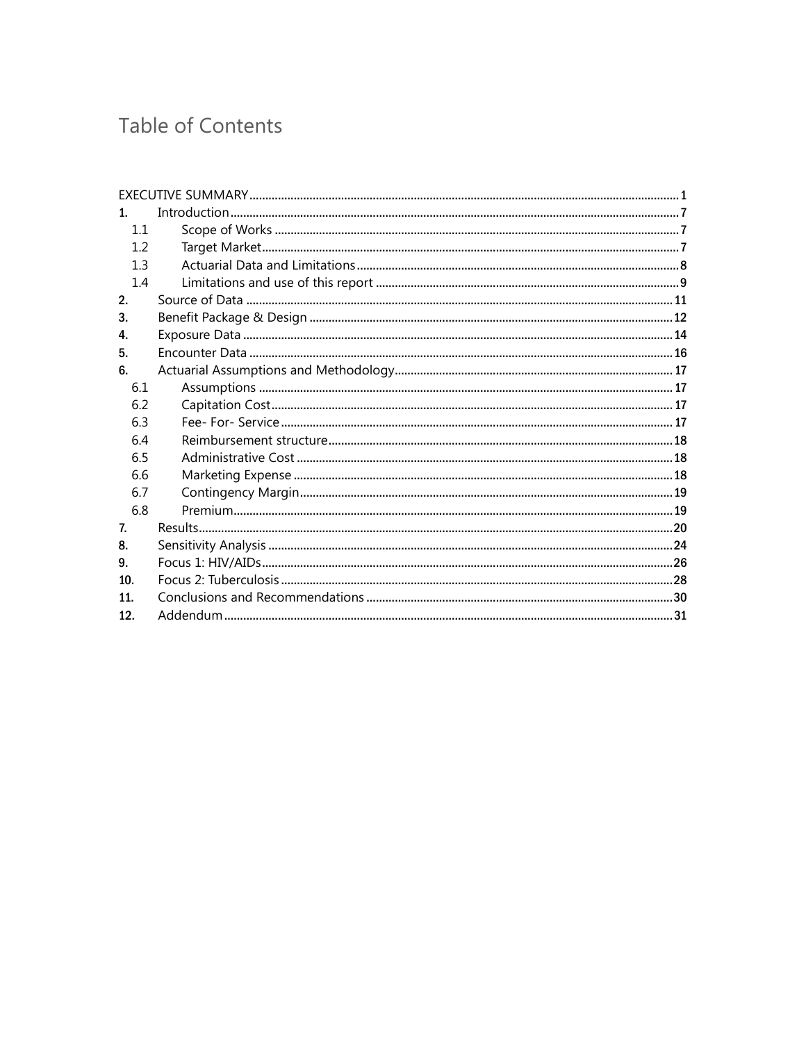# Table of Contents

EXECUTIVE SUMMARY ..... 1

1. Introduction ..... 7
   - 1.1 Scope of Works ..... 7
   - 1.2 Target Market ..... 7
   - 1.3 Actuarial Data and Limitations ..... 8
   - 1.4 Limitations and use of this report ..... 9
2. Source of Data ..... 11
3. Benefit Package & Design ..... 12
4. Exposure Data ..... 14
5. Encounter Data ..... 16
6. Actuarial Assumptions and Methodology ..... 17
   - 6.1 Assumptions ..... 17
   - 6.2 Capitation Cost ..... 17
   - 6.3 Fee- For- Service ..... 17
   - 6.4 Reimbursement structure ..... 18
   - 6.5 Administrative Cost ..... 18
   - 6.6 Marketing Expense ..... 18
   - 6.7 Contingency Margin ..... 19
   - 6.8 Premium ..... 19
7. Results ..... 20
8. Sensitivity Analysis ..... 24
9. Focus 1: HIV/AIDs ..... 26
10. Focus 2: Tuberculosis ..... 28
11. Conclusions and Recommendations ..... 30
12. Addendum ..... 31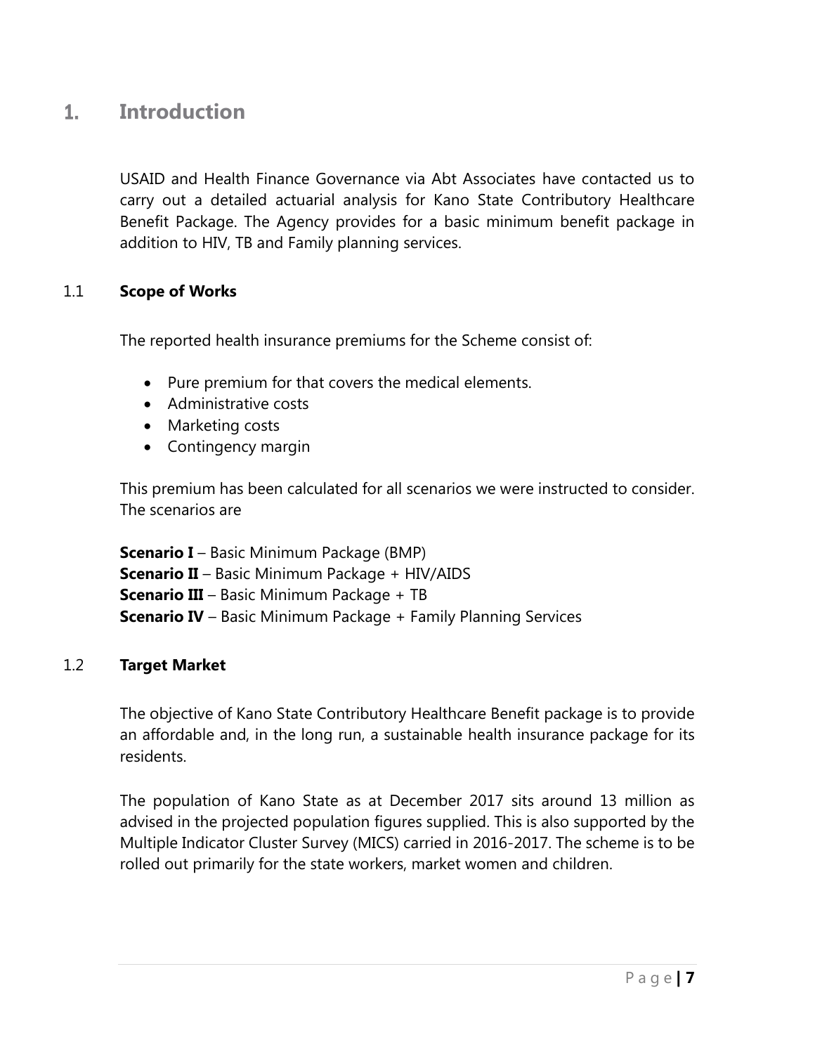# 1. Introduction

USAID and Health Finance Governance via Abt Associates have contacted us to carry out a detailed actuarial analysis for Kano State Contributory Healthcare Benefit Package. The Agency provides for a basic minimum benefit package in addition to HIV, TB and Family planning services.

## 1.1 Scope of Works

The reported health insurance premiums for the Scheme consist of:

- Pure premium for that covers the medical elements.
- Administrative costs
- Marketing costs
- Contingency margin

This premium has been calculated for all scenarios we were instructed to consider. The scenarios are

**Scenario I** – Basic Minimum Package (BMP)
**Scenario II** – Basic Minimum Package + HIV/AIDS
**Scenario III** – Basic Minimum Package + TB
**Scenario IV** – Basic Minimum Package + Family Planning Services

## 1.2 Target Market

The objective of Kano State Contributory Healthcare Benefit package is to provide an affordable and, in the long run, a sustainable health insurance package for its residents.

The population of Kano State as at December 2017 sits around 13 million as advised in the projected population figures supplied. This is also supported by the Multiple Indicator Cluster Survey (MICS) carried in 2016-2017. The scheme is to be rolled out primarily for the state workers, market women and children.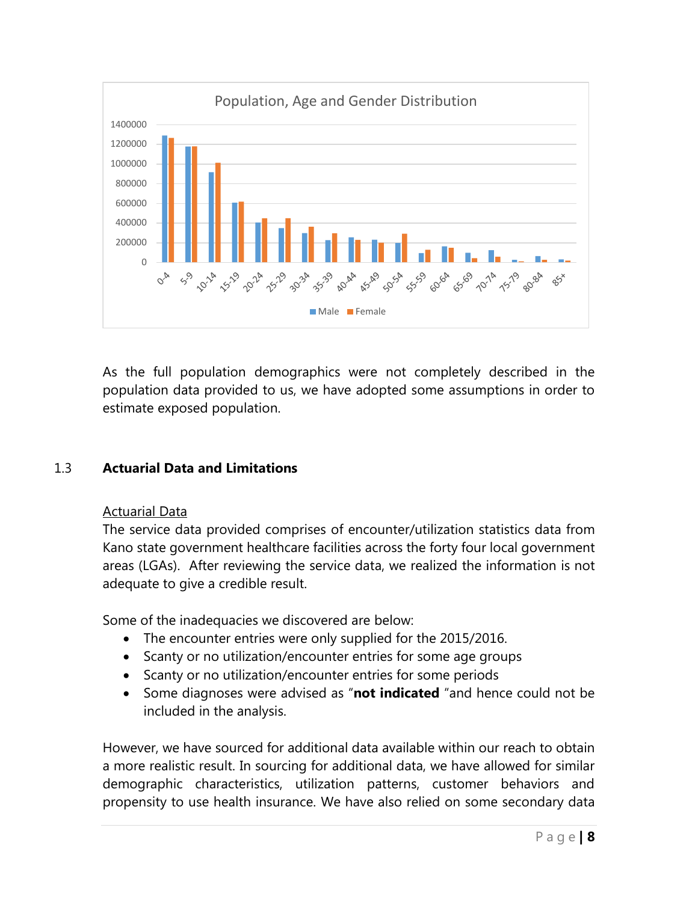Population, Age and Gender Distribution

As the full population demographics were not completely described in the population data provided to us, we have adopted some assumptions in order to estimate exposed population.

## 1.3 Actuarial Data and Limitations

Actuarial Data

The service data provided comprises of encounter/utilization statistics data from Kano state government healthcare facilities across the forty four local government areas (LGAs). After reviewing the service data, we realized the information is not adequate to give a credible result.

Some of the inadequacies we discovered are below:

- The encounter entries were only supplied for the 2015/2016.
- Scanty or no utilization/encounter entries for some age groups
- Scanty or no utilization/encounter entries for some periods
- Some diagnoses were advised as "**not indicated** "and hence could not be included in the analysis.

However, we have sourced for additional data available within our reach to obtain a more realistic result. In sourcing for additional data, we have allowed for similar demographic characteristics, utilization patterns, customer behaviors and propensity to use health insurance. We have also relied on some secondary data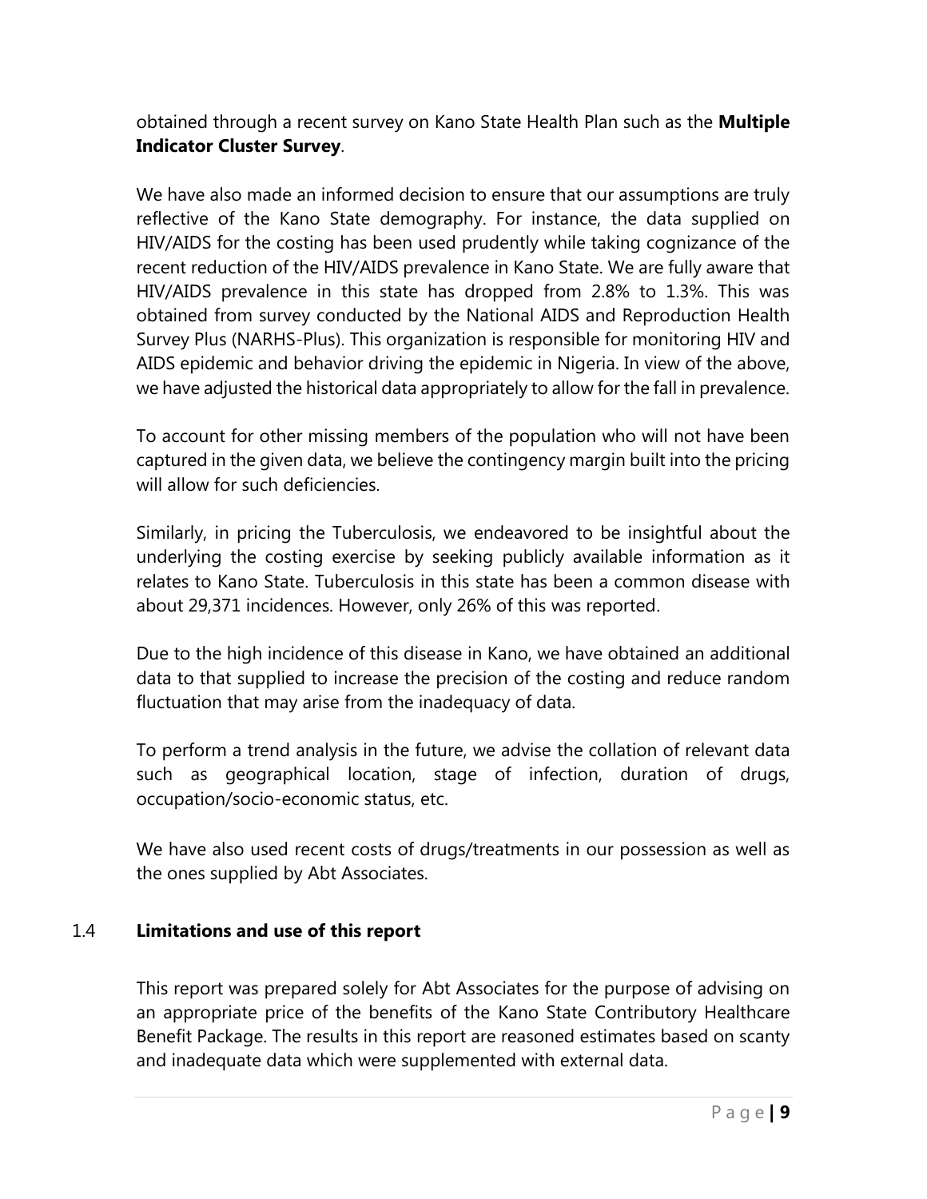obtained through a recent survey on Kano State Health Plan such as the **Multiple Indicator Cluster Survey**.

We have also made an informed decision to ensure that our assumptions are truly reflective of the Kano State demography. For instance, the data supplied on HIV/AIDS for the costing has been used prudently while taking cognizance of the recent reduction of the HIV/AIDS prevalence in Kano State. We are fully aware that HIV/AIDS prevalence in this state has dropped from 2.8% to 1.3%. This was obtained from survey conducted by the National AIDS and Reproduction Health Survey Plus (NARHS-Plus). This organization is responsible for monitoring HIV and AIDS epidemic and behavior driving the epidemic in Nigeria. In view of the above, we have adjusted the historical data appropriately to allow for the fall in prevalence.

To account for other missing members of the population who will not have been captured in the given data, we believe the contingency margin built into the pricing will allow for such deficiencies.

Similarly, in pricing the Tuberculosis, we endeavored to be insightful about the underlying the costing exercise by seeking publicly available information as it relates to Kano State. Tuberculosis in this state has been a common disease with about 29,371 incidences. However, only 26% of this was reported.

Due to the high incidence of this disease in Kano, we have obtained an additional data to that supplied to increase the precision of the costing and reduce random fluctuation that may arise from the inadequacy of data.

To perform a trend analysis in the future, we advise the collation of relevant data such as geographical location, stage of infection, duration of drugs, occupation/socio-economic status, etc.

We have also used recent costs of drugs/treatments in our possession as well as the ones supplied by Abt Associates.

## 1.4 Limitations and use of this report

This report was prepared solely for Abt Associates for the purpose of advising on an appropriate price of the benefits of the Kano State Contributory Healthcare Benefit Package. The results in this report are reasoned estimates based on scanty and inadequate data which were supplemented with external data.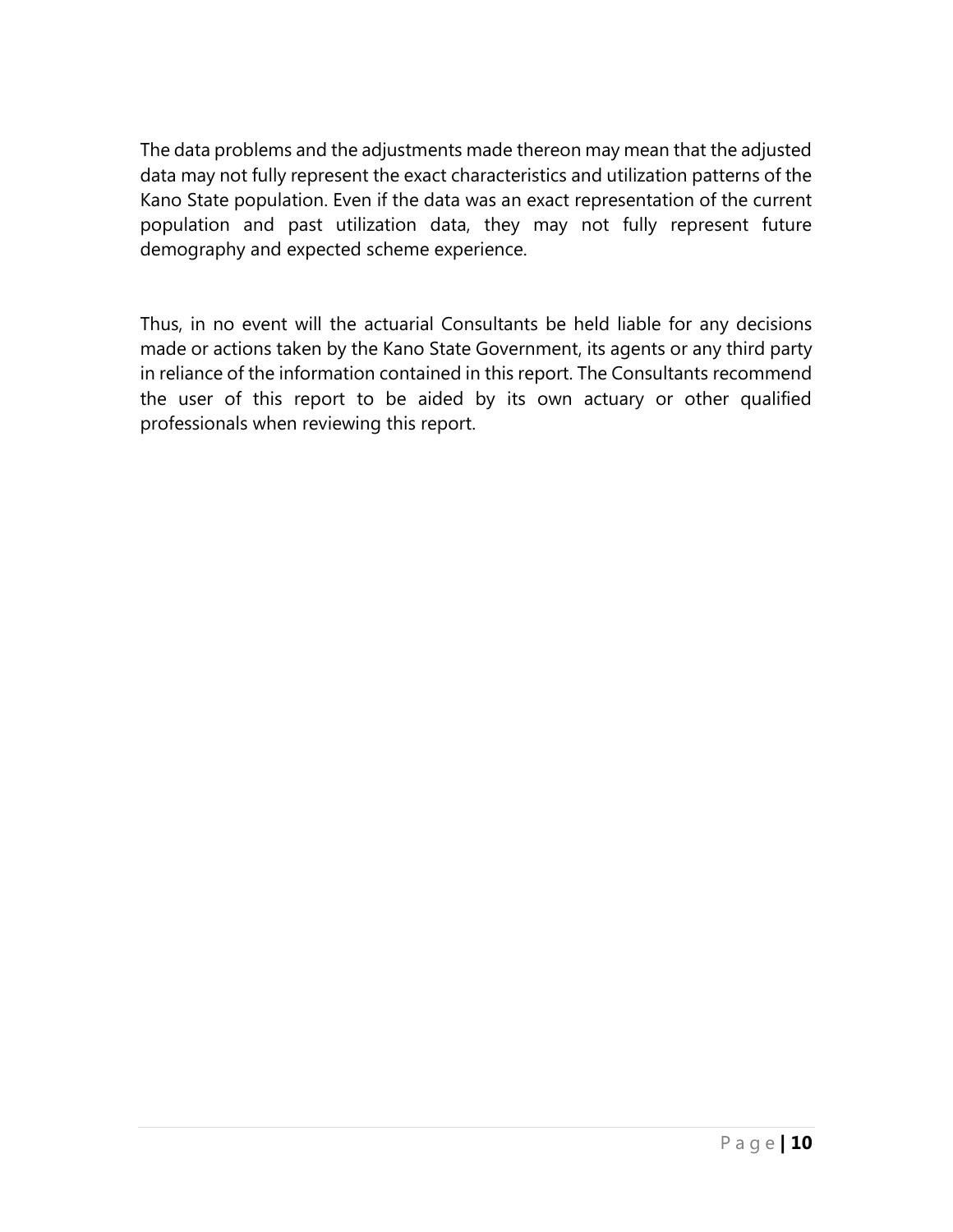The data problems and the adjustments made thereon may mean that the adjusted data may not fully represent the exact characteristics and utilization patterns of the Kano State population. Even if the data was an exact representation of the current population and past utilization data, they may not fully represent future demography and expected scheme experience.

Thus, in no event will the actuarial Consultants be held liable for any decisions made or actions taken by the Kano State Government, its agents or any third party in reliance of the information contained in this report. The Consultants recommend the user of this report to be aided by its own actuary or other qualified professionals when reviewing this report.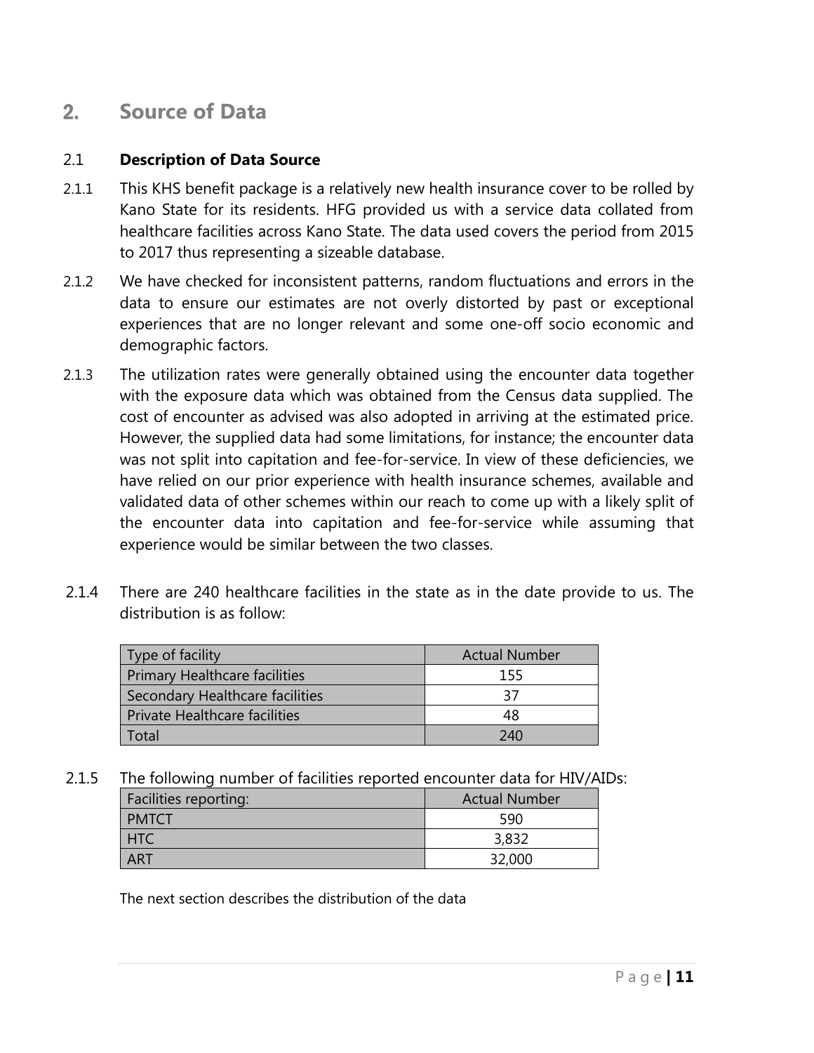## 2. Source of Data

### 2.1 **Description of Data Source**

2.1.1 This KHS benefit package is a relatively new health insurance cover to be rolled by Kano State for its residents. HFG provided us with a service data collated from healthcare facilities across Kano State. The data used covers the period from 2015 to 2017 thus representing a sizeable database.

2.1.2 We have checked for inconsistent patterns, random fluctuations and errors in the data to ensure our estimates are not overly distorted by past or exceptional experiences that are no longer relevant and some one-off socio economic and demographic factors.

2.1.3 The utilization rates were generally obtained using the encounter data together with the exposure data which was obtained from the Census data supplied. The cost of encounter as advised was also adopted in arriving at the estimated price. However, the supplied data had some limitations, for instance; the encounter data was not split into capitation and fee-for-service. In view of these deficiencies, we have relied on our prior experience with health insurance schemes, available and validated data of other schemes within our reach to come up with a likely split of the encounter data into capitation and fee-for-service while assuming that experience would be similar between the two classes.

2.1.4 There are 240 healthcare facilities in the state as in the date provide to us. The distribution is as follow:

| Type of facility | Actual Number |
|---|---|
| Primary Healthcare facilities | 155 |
| Secondary Healthcare facilities | 37 |
| Private Healthcare facilities | 48 |
| Total | 240 |

2.1.5 The following number of facilities reported encounter data for HIV/AIDs:

| Facilities reporting: | Actual Number |
|---|---|
| PMTCT | 590 |
| HTC | 3,832 |
| ART | 32,000 |

The next section describes the distribution of the data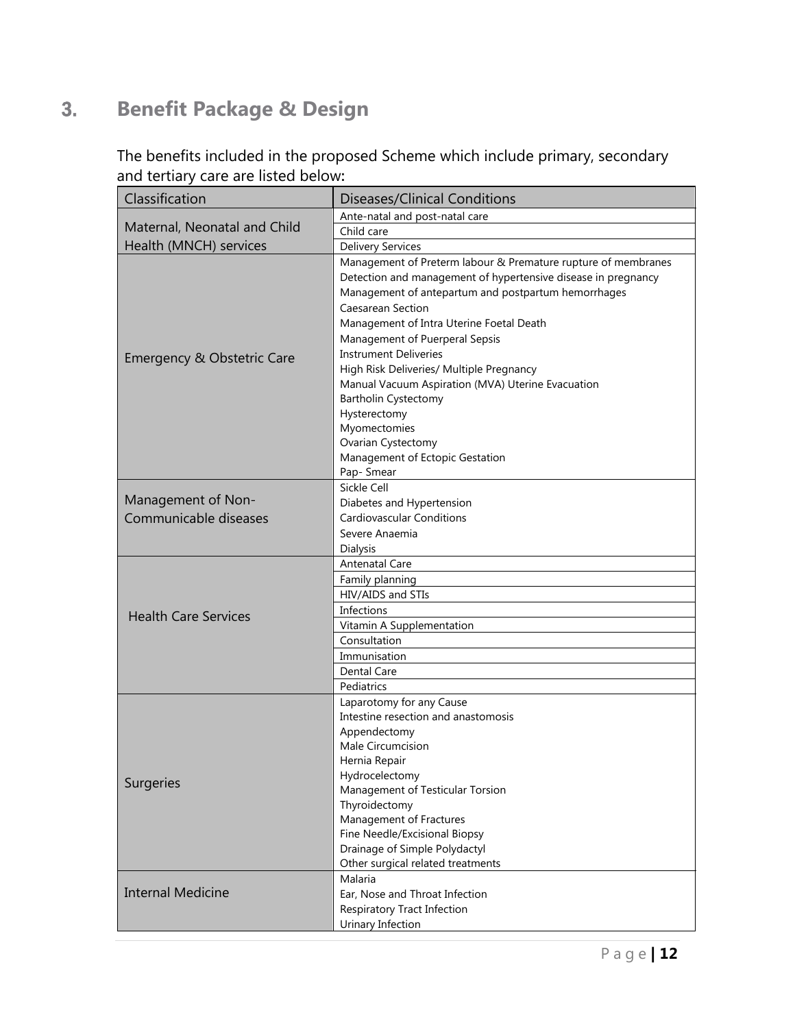## 3. Benefit Package & Design

The benefits included in the proposed Scheme which include primary, secondary and tertiary care are listed below:

| Classification | Diseases/Clinical Conditions |
|---|---|
| Maternal, Neonatal and Child Health (MNCH) services | Ante-natal and post-natal care |
| | Child care |
| | Delivery Services |
| Emergency & Obstetric Care | Management of Preterm labour & Premature rupture of membranes<br>Detection and management of hypertensive disease in pregnancy<br>Management of antepartum and postpartum hemorrhages<br>Caesarean Section<br>Management of Intra Uterine Foetal Death<br>Management of Puerperal Sepsis<br>Instrument Deliveries<br>High Risk Deliveries/ Multiple Pregnancy<br>Manual Vacuum Aspiration (MVA) Uterine Evacuation<br>Bartholin Cystectomy<br>Hysterectomy<br>Myomectomies<br>Ovarian Cystectomy<br>Management of Ectopic Gestation<br>Pap- Smear |
| Management of Non-Communicable diseases | Sickle Cell<br>Diabetes and Hypertension<br>Cardiovascular Conditions<br>Severe Anaemia<br>Dialysis |
| Health Care Services | Antenatal Care |
| | Family planning |
| | HIV/AIDS and STIs |
| | Infections |
| | Vitamin A Supplementation |
| | Consultation |
| | Immunisation |
| | Dental Care |
| | Pediatrics |
| Surgeries | Laparotomy for any Cause<br>Intestine resection and anastomosis<br>Appendectomy<br>Male Circumcision<br>Hernia Repair<br>Hydrocelectomy<br>Management of Testicular Torsion<br>Thyroidectomy<br>Management of Fractures<br>Fine Needle/Excisional Biopsy<br>Drainage of Simple Polydactyl<br>Other surgical related treatments |
| Internal Medicine | Malaria<br>Ear, Nose and Throat Infection<br>Respiratory Tract Infection<br>Urinary Infection |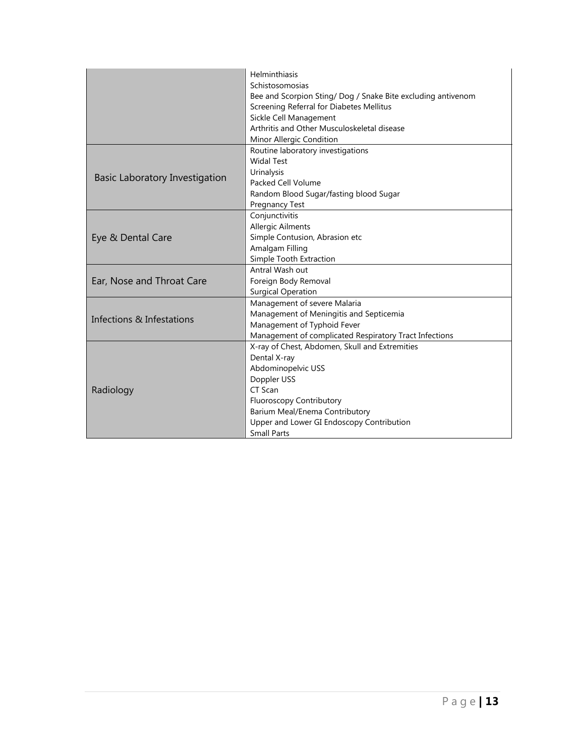| | |
|---|---|
| | Helminthiasis<br>Schistosomosias<br>Bee and Scorpion Sting/ Dog / Snake Bite excluding antivenom<br>Screening Referral for Diabetes Mellitus<br>Sickle Cell Management<br>Arthritis and Other Musculoskeletal disease<br>Minor Allergic Condition |
| Basic Laboratory Investigation | Routine laboratory investigations<br>Widal Test<br>Urinalysis<br>Packed Cell Volume<br>Random Blood Sugar/fasting blood Sugar<br>Pregnancy Test |
| Eye & Dental Care | Conjunctivitis<br>Allergic Ailments<br>Simple Contusion, Abrasion etc<br>Amalgam Filling<br>Simple Tooth Extraction |
| Ear, Nose and Throat Care | Antral Wash out<br>Foreign Body Removal<br>Surgical Operation |
| Infections & Infestations | Management of severe Malaria<br>Management of Meningitis and Septicemia<br>Management of Typhoid Fever<br>Management of complicated Respiratory Tract Infections |
| Radiology | X-ray of Chest, Abdomen, Skull and Extremities<br>Dental X-ray<br>Abdominopelvic USS<br>Doppler USS<br>CT Scan<br>Fluoroscopy Contributory<br>Barium Meal/Enema Contributory<br>Upper and Lower GI Endoscopy Contribution<br>Small Parts |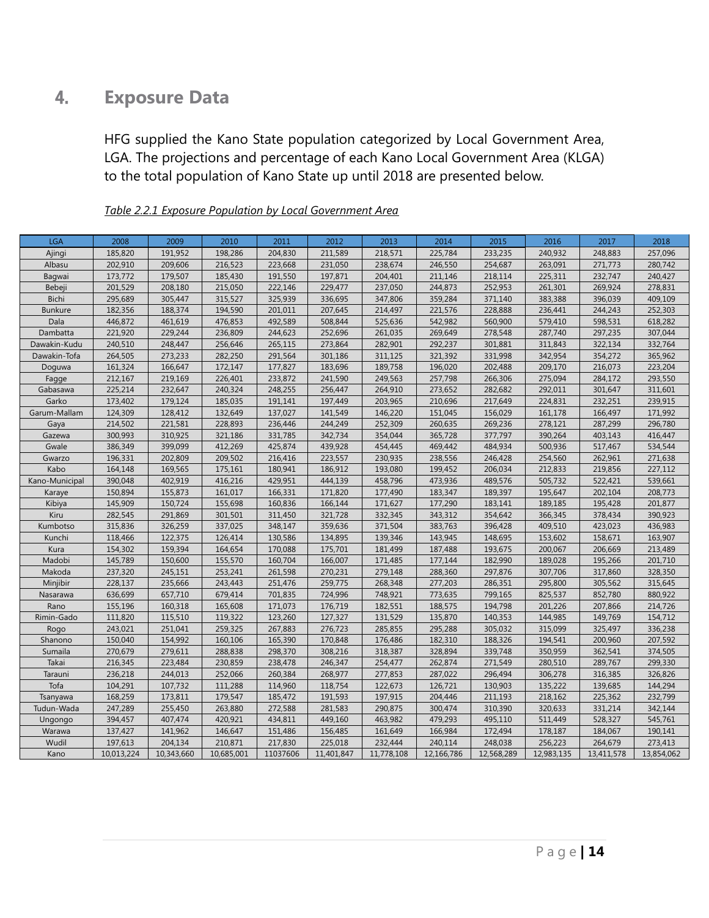# 4. Exposure Data

HFG supplied the Kano State population categorized by Local Government Area, LGA. The projections and percentage of each Kano Local Government Area (KLGA) to the total population of Kano State up until 2018 are presented below.

*Table 2.2.1 Exposure Population by Local Government Area*

| LGA | 2008 | 2009 | 2010 | 2011 | 2012 | 2013 | 2014 | 2015 | 2016 | 2017 | 2018 |
|---|---|---|---|---|---|---|---|---|---|---|---|
| Ajingi | 185,820 | 191,952 | 198,286 | 204,830 | 211,589 | 218,571 | 225,784 | 233,235 | 240,932 | 248,883 | 257,096 |
| Albasu | 202,910 | 209,606 | 216,523 | 223,668 | 231,050 | 238,674 | 246,550 | 254,687 | 263,091 | 271,773 | 280,742 |
| Bagwai | 173,772 | 179,507 | 185,430 | 191,550 | 197,871 | 204,401 | 211,146 | 218,114 | 225,311 | 232,747 | 240,427 |
| Bebeji | 201,529 | 208,180 | 215,050 | 222,146 | 229,477 | 237,050 | 244,873 | 252,953 | 261,301 | 269,924 | 278,831 |
| Bichi | 295,689 | 305,447 | 315,527 | 325,939 | 336,695 | 347,806 | 359,284 | 371,140 | 383,388 | 396,039 | 409,109 |
| Bunkure | 182,356 | 188,374 | 194,590 | 201,011 | 207,645 | 214,497 | 221,576 | 228,888 | 236,441 | 244,243 | 252,303 |
| Dala | 446,872 | 461,619 | 476,853 | 492,589 | 508,844 | 525,636 | 542,982 | 560,900 | 579,410 | 598,531 | 618,282 |
| Dambatta | 221,920 | 229,244 | 236,809 | 244,623 | 252,696 | 261,035 | 269,649 | 278,548 | 287,740 | 297,235 | 307,044 |
| Dawakin-Kudu | 240,510 | 248,447 | 256,646 | 265,115 | 273,864 | 282,901 | 292,237 | 301,881 | 311,843 | 322,134 | 332,764 |
| Dawakin-Tofa | 264,505 | 273,233 | 282,250 | 291,564 | 301,186 | 311,125 | 321,392 | 331,998 | 342,954 | 354,272 | 365,962 |
| Doguwa | 161,324 | 166,647 | 172,147 | 177,827 | 183,696 | 189,758 | 196,020 | 202,488 | 209,170 | 216,073 | 223,204 |
| Fagge | 212,167 | 219,169 | 226,401 | 233,872 | 241,590 | 249,563 | 257,798 | 266,306 | 275,094 | 284,172 | 293,550 |
| Gabasawa | 225,214 | 232,647 | 240,324 | 248,255 | 256,447 | 264,910 | 273,652 | 282,682 | 292,011 | 301,647 | 311,601 |
| Garko | 173,402 | 179,124 | 185,035 | 191,141 | 197,449 | 203,965 | 210,696 | 217,649 | 224,831 | 232,251 | 239,915 |
| Garum-Mallam | 124,309 | 128,412 | 132,649 | 137,027 | 141,549 | 146,220 | 151,045 | 156,029 | 161,178 | 166,497 | 171,992 |
| Gaya | 214,502 | 221,581 | 228,893 | 236,446 | 244,249 | 252,309 | 260,635 | 269,236 | 278,121 | 287,299 | 296,780 |
| Gazewa | 300,993 | 310,925 | 321,186 | 331,785 | 342,734 | 354,044 | 365,728 | 377,797 | 390,264 | 403,143 | 416,447 |
| Gwale | 386,349 | 399,099 | 412,269 | 425,874 | 439,928 | 454,445 | 469,442 | 484,934 | 500,936 | 517,467 | 534,544 |
| Gwarzo | 196,331 | 202,809 | 209,502 | 216,416 | 223,557 | 230,935 | 238,556 | 246,428 | 254,560 | 262,961 | 271,638 |
| Kabo | 164,148 | 169,565 | 175,161 | 180,941 | 186,912 | 193,080 | 199,452 | 206,034 | 212,833 | 219,856 | 227,112 |
| Kano-Municipal | 390,048 | 402,919 | 416,216 | 429,951 | 444,139 | 458,796 | 473,936 | 489,576 | 505,732 | 522,421 | 539,661 |
| Karaye | 150,894 | 155,873 | 161,017 | 166,331 | 171,820 | 177,490 | 183,347 | 189,397 | 195,647 | 202,104 | 208,773 |
| Kibiya | 145,909 | 150,724 | 155,698 | 160,836 | 166,144 | 171,627 | 177,290 | 183,141 | 189,185 | 195,428 | 201,877 |
| Kiru | 282,545 | 291,869 | 301,501 | 311,450 | 321,728 | 332,345 | 343,312 | 354,642 | 366,345 | 378,434 | 390,923 |
| Kumbotso | 315,836 | 326,259 | 337,025 | 348,147 | 359,636 | 371,504 | 383,763 | 396,428 | 409,510 | 423,023 | 436,983 |
| Kunchi | 118,466 | 122,375 | 126,414 | 130,586 | 134,895 | 139,346 | 143,945 | 148,695 | 153,602 | 158,671 | 163,907 |
| Kura | 154,302 | 159,394 | 164,654 | 170,088 | 175,701 | 181,499 | 187,488 | 193,675 | 200,067 | 206,669 | 213,489 |
| Madobi | 145,789 | 150,600 | 155,570 | 160,704 | 166,007 | 171,485 | 177,144 | 182,990 | 189,028 | 195,266 | 201,710 |
| Makoda | 237,320 | 245,151 | 253,241 | 261,598 | 270,231 | 279,148 | 288,360 | 297,876 | 307,706 | 317,860 | 328,350 |
| Minjibir | 228,137 | 235,666 | 243,443 | 251,476 | 259,775 | 268,348 | 277,203 | 286,351 | 295,800 | 305,562 | 315,645 |
| Nasarawa | 636,699 | 657,710 | 679,414 | 701,835 | 724,996 | 748,921 | 773,635 | 799,165 | 825,537 | 852,780 | 880,922 |
| Rano | 155,196 | 160,318 | 165,608 | 171,073 | 176,719 | 182,551 | 188,575 | 194,798 | 201,226 | 207,866 | 214,726 |
| Rimin-Gado | 111,820 | 115,510 | 119,322 | 123,260 | 127,327 | 131,529 | 135,870 | 140,353 | 144,985 | 149,769 | 154,712 |
| Rogo | 243,021 | 251,041 | 259,325 | 267,883 | 276,723 | 285,855 | 295,288 | 305,032 | 315,099 | 325,497 | 336,238 |
| Shanono | 150,040 | 154,992 | 160,106 | 165,390 | 170,848 | 176,486 | 182,310 | 188,326 | 194,541 | 200,960 | 207,592 |
| Sumaila | 270,679 | 279,611 | 288,838 | 298,370 | 308,216 | 318,387 | 328,894 | 339,748 | 350,959 | 362,541 | 374,505 |
| Takai | 216,345 | 223,484 | 230,859 | 238,478 | 246,347 | 254,477 | 262,874 | 271,549 | 280,510 | 289,767 | 299,330 |
| Tarauni | 236,218 | 244,013 | 252,066 | 260,384 | 268,977 | 277,853 | 287,022 | 296,494 | 306,278 | 316,385 | 326,826 |
| Tofa | 104,291 | 107,732 | 111,288 | 114,960 | 118,754 | 122,673 | 126,721 | 130,903 | 135,222 | 139,685 | 144,294 |
| Tsanyawa | 168,259 | 173,811 | 179,547 | 185,472 | 191,593 | 197,915 | 204,446 | 211,193 | 218,162 | 225,362 | 232,799 |
| Tudun-Wada | 247,289 | 255,450 | 263,880 | 272,588 | 281,583 | 290,875 | 300,474 | 310,390 | 320,633 | 331,214 | 342,144 |
| Ungongo | 394,457 | 407,474 | 420,921 | 434,811 | 449,160 | 463,982 | 479,293 | 495,110 | 511,449 | 528,327 | 545,761 |
| Warawa | 137,427 | 141,962 | 146,647 | 151,486 | 156,485 | 161,649 | 166,984 | 172,494 | 178,187 | 184,067 | 190,141 |
| Wudil | 197,613 | 204,134 | 210,871 | 217,830 | 225,018 | 232,444 | 240,114 | 248,038 | 256,223 | 264,679 | 273,413 |
| Kano | 10,013,224 | 10,343,660 | 10,685,001 | 11037606 | 11,401,847 | 11,778,108 | 12,166,786 | 12,568,289 | 12,983,135 | 13,411,578 | 13,854,062 |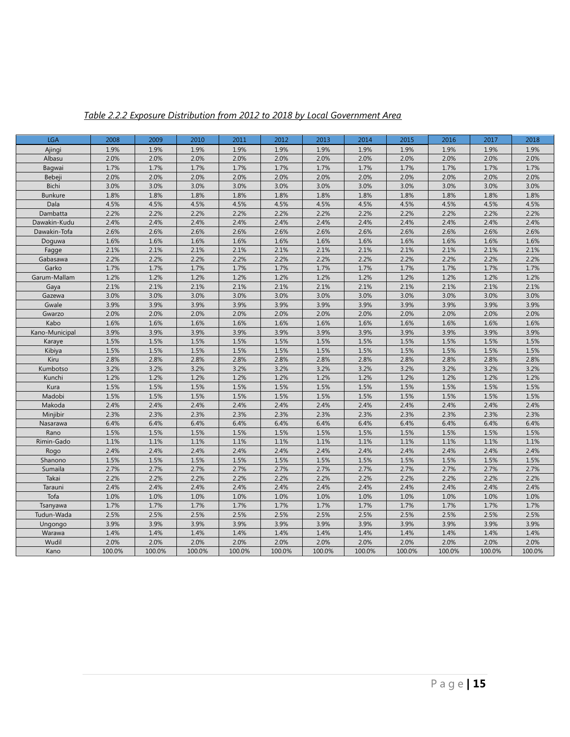*Table 2.2.2 Exposure Distribution from 2012 to 2018 by Local Government Area*

| LGA | 2008 | 2009 | 2010 | 2011 | 2012 | 2013 | 2014 | 2015 | 2016 | 2017 | 2018 |
|---|---|---|---|---|---|---|---|---|---|---|---|
| Ajingi | 1.9% | 1.9% | 1.9% | 1.9% | 1.9% | 1.9% | 1.9% | 1.9% | 1.9% | 1.9% | 1.9% |
| Albasu | 2.0% | 2.0% | 2.0% | 2.0% | 2.0% | 2.0% | 2.0% | 2.0% | 2.0% | 2.0% | 2.0% |
| Bagwai | 1.7% | 1.7% | 1.7% | 1.7% | 1.7% | 1.7% | 1.7% | 1.7% | 1.7% | 1.7% | 1.7% |
| Bebeji | 2.0% | 2.0% | 2.0% | 2.0% | 2.0% | 2.0% | 2.0% | 2.0% | 2.0% | 2.0% | 2.0% |
| Bichi | 3.0% | 3.0% | 3.0% | 3.0% | 3.0% | 3.0% | 3.0% | 3.0% | 3.0% | 3.0% | 3.0% |
| Bunkure | 1.8% | 1.8% | 1.8% | 1.8% | 1.8% | 1.8% | 1.8% | 1.8% | 1.8% | 1.8% | 1.8% |
| Dala | 4.5% | 4.5% | 4.5% | 4.5% | 4.5% | 4.5% | 4.5% | 4.5% | 4.5% | 4.5% | 4.5% |
| Dambatta | 2.2% | 2.2% | 2.2% | 2.2% | 2.2% | 2.2% | 2.2% | 2.2% | 2.2% | 2.2% | 2.2% |
| Dawakin-Kudu | 2.4% | 2.4% | 2.4% | 2.4% | 2.4% | 2.4% | 2.4% | 2.4% | 2.4% | 2.4% | 2.4% |
| Dawakin-Tofa | 2.6% | 2.6% | 2.6% | 2.6% | 2.6% | 2.6% | 2.6% | 2.6% | 2.6% | 2.6% | 2.6% |
| Doguwa | 1.6% | 1.6% | 1.6% | 1.6% | 1.6% | 1.6% | 1.6% | 1.6% | 1.6% | 1.6% | 1.6% |
| Fagge | 2.1% | 2.1% | 2.1% | 2.1% | 2.1% | 2.1% | 2.1% | 2.1% | 2.1% | 2.1% | 2.1% |
| Gabasawa | 2.2% | 2.2% | 2.2% | 2.2% | 2.2% | 2.2% | 2.2% | 2.2% | 2.2% | 2.2% | 2.2% |
| Garko | 1.7% | 1.7% | 1.7% | 1.7% | 1.7% | 1.7% | 1.7% | 1.7% | 1.7% | 1.7% | 1.7% |
| Garum-Mallam | 1.2% | 1.2% | 1.2% | 1.2% | 1.2% | 1.2% | 1.2% | 1.2% | 1.2% | 1.2% | 1.2% |
| Gaya | 2.1% | 2.1% | 2.1% | 2.1% | 2.1% | 2.1% | 2.1% | 2.1% | 2.1% | 2.1% | 2.1% |
| Gazewa | 3.0% | 3.0% | 3.0% | 3.0% | 3.0% | 3.0% | 3.0% | 3.0% | 3.0% | 3.0% | 3.0% |
| Gwale | 3.9% | 3.9% | 3.9% | 3.9% | 3.9% | 3.9% | 3.9% | 3.9% | 3.9% | 3.9% | 3.9% |
| Gwarzo | 2.0% | 2.0% | 2.0% | 2.0% | 2.0% | 2.0% | 2.0% | 2.0% | 2.0% | 2.0% | 2.0% |
| Kabo | 1.6% | 1.6% | 1.6% | 1.6% | 1.6% | 1.6% | 1.6% | 1.6% | 1.6% | 1.6% | 1.6% |
| Kano-Municipal | 3.9% | 3.9% | 3.9% | 3.9% | 3.9% | 3.9% | 3.9% | 3.9% | 3.9% | 3.9% | 3.9% |
| Karaye | 1.5% | 1.5% | 1.5% | 1.5% | 1.5% | 1.5% | 1.5% | 1.5% | 1.5% | 1.5% | 1.5% |
| Kibiya | 1.5% | 1.5% | 1.5% | 1.5% | 1.5% | 1.5% | 1.5% | 1.5% | 1.5% | 1.5% | 1.5% |
| Kiru | 2.8% | 2.8% | 2.8% | 2.8% | 2.8% | 2.8% | 2.8% | 2.8% | 2.8% | 2.8% | 2.8% |
| Kumbotso | 3.2% | 3.2% | 3.2% | 3.2% | 3.2% | 3.2% | 3.2% | 3.2% | 3.2% | 3.2% | 3.2% |
| Kunchi | 1.2% | 1.2% | 1.2% | 1.2% | 1.2% | 1.2% | 1.2% | 1.2% | 1.2% | 1.2% | 1.2% |
| Kura | 1.5% | 1.5% | 1.5% | 1.5% | 1.5% | 1.5% | 1.5% | 1.5% | 1.5% | 1.5% | 1.5% |
| Madobi | 1.5% | 1.5% | 1.5% | 1.5% | 1.5% | 1.5% | 1.5% | 1.5% | 1.5% | 1.5% | 1.5% |
| Makoda | 2.4% | 2.4% | 2.4% | 2.4% | 2.4% | 2.4% | 2.4% | 2.4% | 2.4% | 2.4% | 2.4% |
| Minjibir | 2.3% | 2.3% | 2.3% | 2.3% | 2.3% | 2.3% | 2.3% | 2.3% | 2.3% | 2.3% | 2.3% |
| Nasarawa | 6.4% | 6.4% | 6.4% | 6.4% | 6.4% | 6.4% | 6.4% | 6.4% | 6.4% | 6.4% | 6.4% |
| Rano | 1.5% | 1.5% | 1.5% | 1.5% | 1.5% | 1.5% | 1.5% | 1.5% | 1.5% | 1.5% | 1.5% |
| Rimin-Gado | 1.1% | 1.1% | 1.1% | 1.1% | 1.1% | 1.1% | 1.1% | 1.1% | 1.1% | 1.1% | 1.1% |
| Rogo | 2.4% | 2.4% | 2.4% | 2.4% | 2.4% | 2.4% | 2.4% | 2.4% | 2.4% | 2.4% | 2.4% |
| Shanono | 1.5% | 1.5% | 1.5% | 1.5% | 1.5% | 1.5% | 1.5% | 1.5% | 1.5% | 1.5% | 1.5% |
| Sumaila | 2.7% | 2.7% | 2.7% | 2.7% | 2.7% | 2.7% | 2.7% | 2.7% | 2.7% | 2.7% | 2.7% |
| Takai | 2.2% | 2.2% | 2.2% | 2.2% | 2.2% | 2.2% | 2.2% | 2.2% | 2.2% | 2.2% | 2.2% |
| Tarauni | 2.4% | 2.4% | 2.4% | 2.4% | 2.4% | 2.4% | 2.4% | 2.4% | 2.4% | 2.4% | 2.4% |
| Tofa | 1.0% | 1.0% | 1.0% | 1.0% | 1.0% | 1.0% | 1.0% | 1.0% | 1.0% | 1.0% | 1.0% |
| Tsanyawa | 1.7% | 1.7% | 1.7% | 1.7% | 1.7% | 1.7% | 1.7% | 1.7% | 1.7% | 1.7% | 1.7% |
| Tudun-Wada | 2.5% | 2.5% | 2.5% | 2.5% | 2.5% | 2.5% | 2.5% | 2.5% | 2.5% | 2.5% | 2.5% |
| Ungongo | 3.9% | 3.9% | 3.9% | 3.9% | 3.9% | 3.9% | 3.9% | 3.9% | 3.9% | 3.9% | 3.9% |
| Warawa | 1.4% | 1.4% | 1.4% | 1.4% | 1.4% | 1.4% | 1.4% | 1.4% | 1.4% | 1.4% | 1.4% |
| Wudil | 2.0% | 2.0% | 2.0% | 2.0% | 2.0% | 2.0% | 2.0% | 2.0% | 2.0% | 2.0% | 2.0% |
| Kano | 100.0% | 100.0% | 100.0% | 100.0% | 100.0% | 100.0% | 100.0% | 100.0% | 100.0% | 100.0% | 100.0% |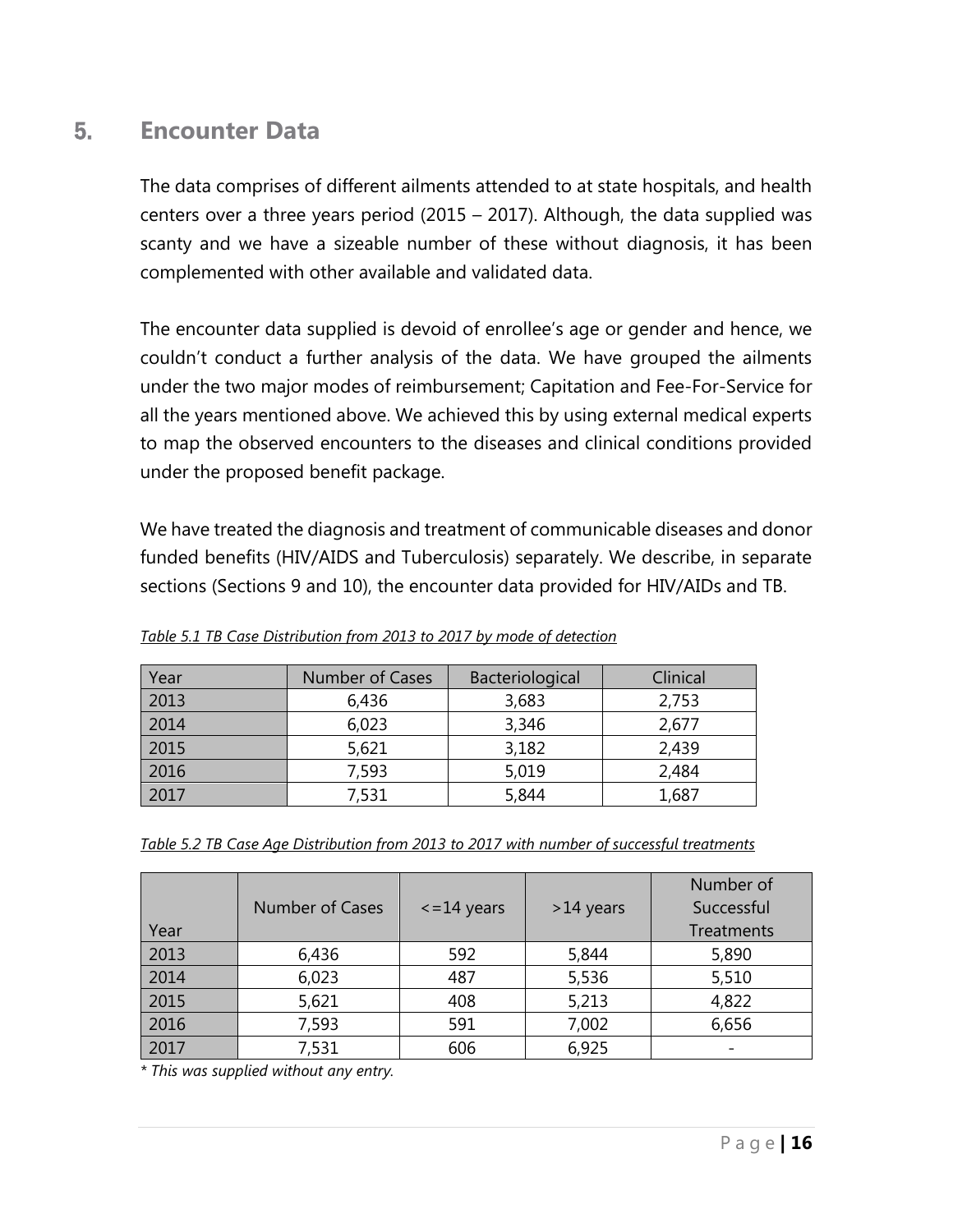# 5. Encounter Data

The data comprises of different ailments attended to at state hospitals, and health centers over a three years period (2015 – 2017). Although, the data supplied was scanty and we have a sizeable number of these without diagnosis, it has been complemented with other available and validated data.

The encounter data supplied is devoid of enrollee's age or gender and hence, we couldn't conduct a further analysis of the data. We have grouped the ailments under the two major modes of reimbursement; Capitation and Fee-For-Service for all the years mentioned above. We achieved this by using external medical experts to map the observed encounters to the diseases and clinical conditions provided under the proposed benefit package.

We have treated the diagnosis and treatment of communicable diseases and donor funded benefits (HIV/AIDS and Tuberculosis) separately. We describe, in separate sections (Sections 9 and 10), the encounter data provided for HIV/AIDs and TB.

*Table 5.1 TB Case Distribution from 2013 to 2017 by mode of detection*

| Year | Number of Cases | Bacteriological | Clinical |
|---|---|---|---|
| 2013 | 6,436 | 3,683 | 2,753 |
| 2014 | 6,023 | 3,346 | 2,677 |
| 2015 | 5,621 | 3,182 | 2,439 |
| 2016 | 7,593 | 5,019 | 2,484 |
| 2017 | 7,531 | 5,844 | 1,687 |

*Table 5.2 TB Case Age Distribution from 2013 to 2017 with number of successful treatments*

| Year | Number of Cases | <=14 years | >14 years | Number of Successful Treatments |
|---|---|---|---|---|
| 2013 | 6,436 | 592 | 5,844 | 5,890 |
| 2014 | 6,023 | 487 | 5,536 | 5,510 |
| 2015 | 5,621 | 408 | 5,213 | 4,822 |
| 2016 | 7,593 | 591 | 7,002 | 6,656 |
| 2017 | 7,531 | 606 | 6,925 | - |

*\* This was supplied without any entry.*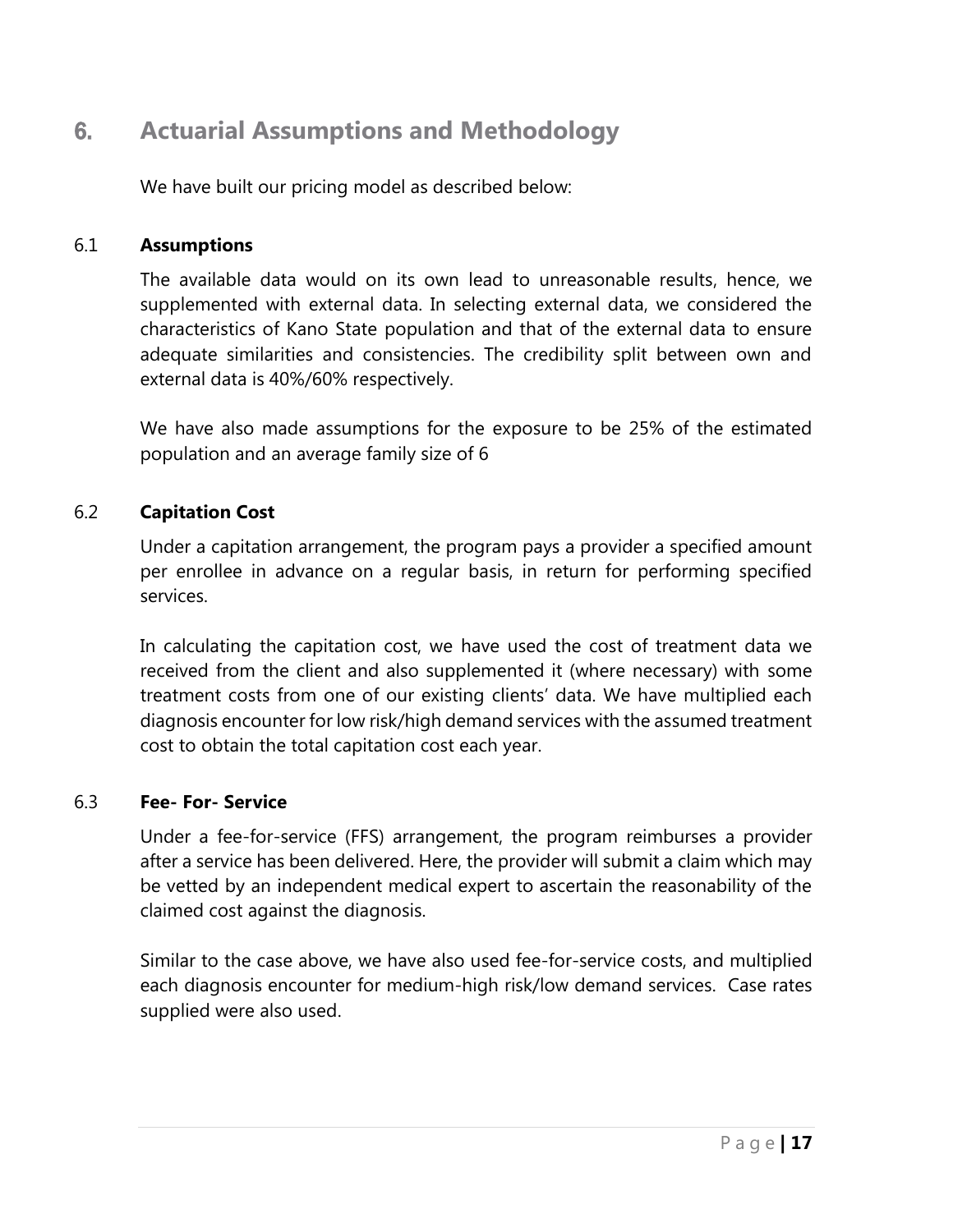# 6. Actuarial Assumptions and Methodology

We have built our pricing model as described below:

## 6.1 Assumptions

The available data would on its own lead to unreasonable results, hence, we supplemented with external data. In selecting external data, we considered the characteristics of Kano State population and that of the external data to ensure adequate similarities and consistencies. The credibility split between own and external data is 40%/60% respectively.

We have also made assumptions for the exposure to be 25% of the estimated population and an average family size of 6

## 6.2 Capitation Cost

Under a capitation arrangement, the program pays a provider a specified amount per enrollee in advance on a regular basis, in return for performing specified services.

In calculating the capitation cost, we have used the cost of treatment data we received from the client and also supplemented it (where necessary) with some treatment costs from one of our existing clients' data. We have multiplied each diagnosis encounter for low risk/high demand services with the assumed treatment cost to obtain the total capitation cost each year.

## 6.3 Fee- For- Service

Under a fee-for-service (FFS) arrangement, the program reimburses a provider after a service has been delivered. Here, the provider will submit a claim which may be vetted by an independent medical expert to ascertain the reasonability of the claimed cost against the diagnosis.

Similar to the case above, we have also used fee-for-service costs, and multiplied each diagnosis encounter for medium-high risk/low demand services. Case rates supplied were also used.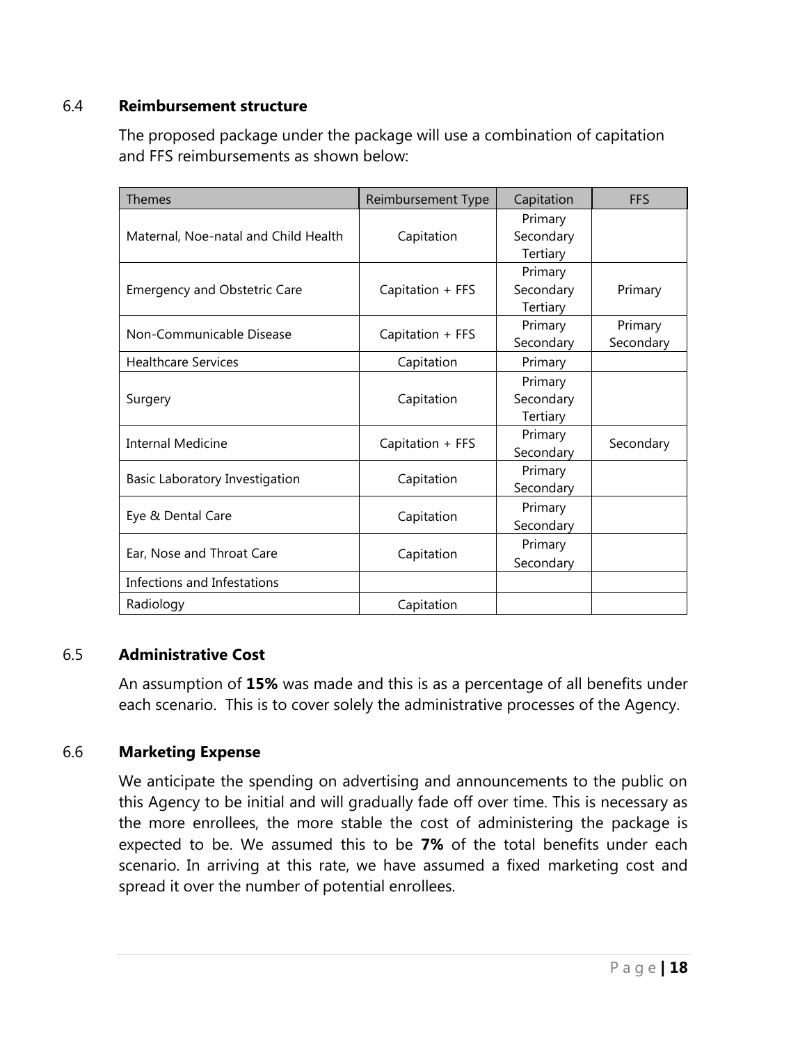### 6.4 **Reimbursement structure**

The proposed package under the package will use a combination of capitation and FFS reimbursements as shown below:

| Themes | Reimbursement Type | Capitation | FFS |
|---|---|---|---|
| Maternal, Noe-natal and Child Health | Capitation | Primary Secondary Tertiary | |
| Emergency and Obstetric Care | Capitation + FFS | Primary Secondary Tertiary | Primary |
| Non-Communicable Disease | Capitation + FFS | Primary Secondary | Primary Secondary |
| Healthcare Services | Capitation | Primary | |
| Surgery | Capitation | Primary Secondary Tertiary | |
| Internal Medicine | Capitation + FFS | Primary Secondary | Secondary |
| Basic Laboratory Investigation | Capitation | Primary Secondary | |
| Eye & Dental Care | Capitation | Primary Secondary | |
| Ear, Nose and Throat Care | Capitation | Primary Secondary | |
| Infections and Infestations | | | |
| Radiology | Capitation | | |

### 6.5 **Administrative Cost**

An assumption of **15%** was made and this is as a percentage of all benefits under each scenario. This is to cover solely the administrative processes of the Agency.

### 6.6 **Marketing Expense**

We anticipate the spending on advertising and announcements to the public on this Agency to be initial and will gradually fade off over time. This is necessary as the more enrollees, the more stable the cost of administering the package is expected to be. We assumed this to be **7%** of the total benefits under each scenario. In arriving at this rate, we have assumed a fixed marketing cost and spread it over the number of potential enrollees.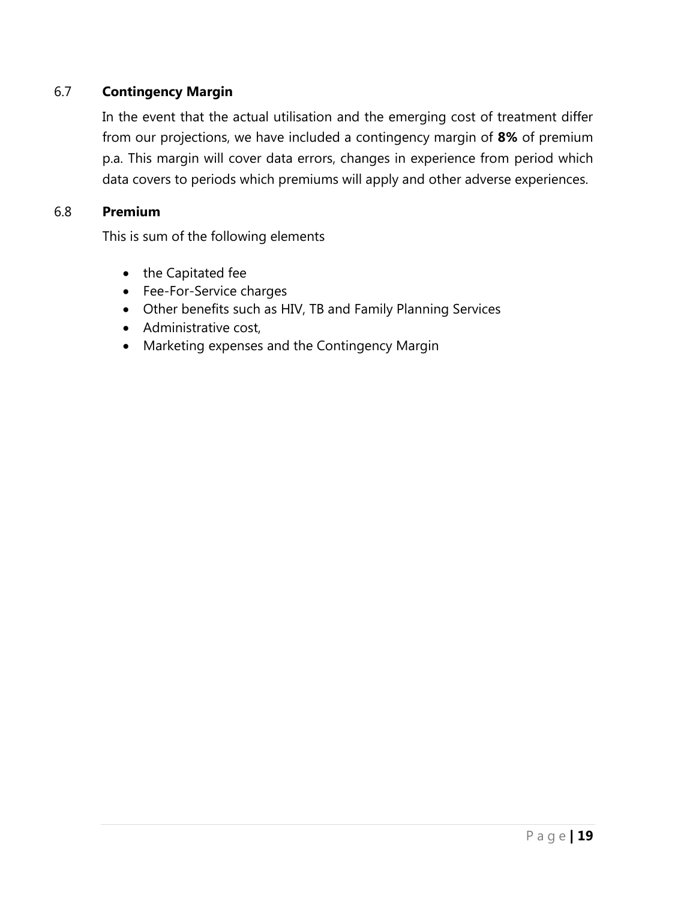### 6.7 **Contingency Margin**

In the event that the actual utilisation and the emerging cost of treatment differ from our projections, we have included a contingency margin of **8%** of premium p.a. This margin will cover data errors, changes in experience from period which data covers to periods which premiums will apply and other adverse experiences.

### 6.8 **Premium**

This is sum of the following elements

- the Capitated fee
- Fee-For-Service charges
- Other benefits such as HIV, TB and Family Planning Services
- Administrative cost,
- Marketing expenses and the Contingency Margin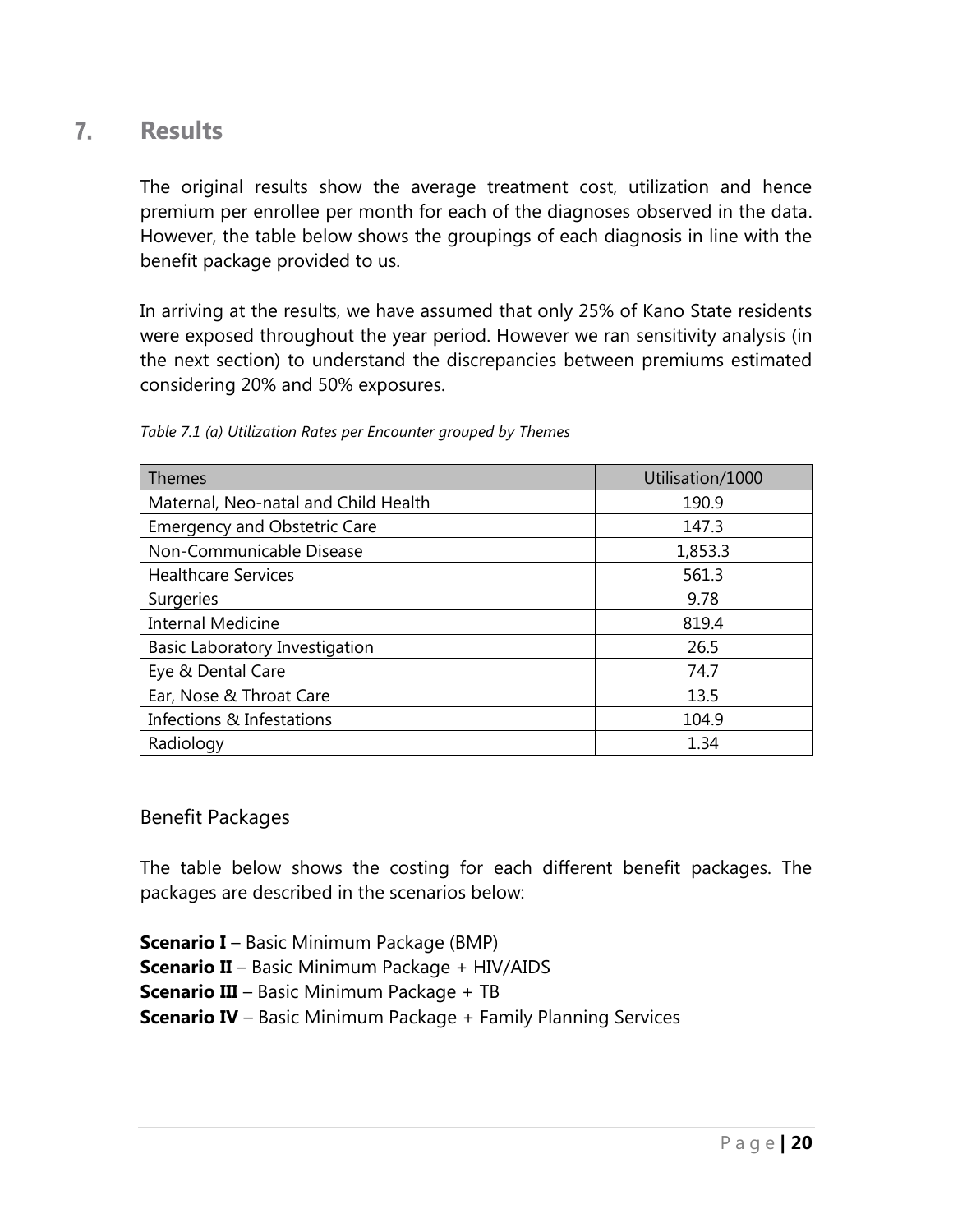# 7. Results

The original results show the average treatment cost, utilization and hence premium per enrollee per month for each of the diagnoses observed in the data. However, the table below shows the groupings of each diagnosis in line with the benefit package provided to us.

In arriving at the results, we have assumed that only 25% of Kano State residents were exposed throughout the year period. However we ran sensitivity analysis (in the next section) to understand the discrepancies between premiums estimated considering 20% and 50% exposures.

*Table 7.1 (a) Utilization Rates per Encounter grouped by Themes*

| Themes | Utilisation/1000 |
|---|---|
| Maternal, Neo-natal and Child Health | 190.9 |
| Emergency and Obstetric Care | 147.3 |
| Non-Communicable Disease | 1,853.3 |
| Healthcare Services | 561.3 |
| Surgeries | 9.78 |
| Internal Medicine | 819.4 |
| Basic Laboratory Investigation | 26.5 |
| Eye & Dental Care | 74.7 |
| Ear, Nose & Throat Care | 13.5 |
| Infections & Infestations | 104.9 |
| Radiology | 1.34 |

## Benefit Packages

The table below shows the costing for each different benefit packages. The packages are described in the scenarios below:

**Scenario I** – Basic Minimum Package (BMP)
**Scenario II** – Basic Minimum Package + HIV/AIDS
**Scenario III** – Basic Minimum Package + TB
**Scenario IV** – Basic Minimum Package + Family Planning Services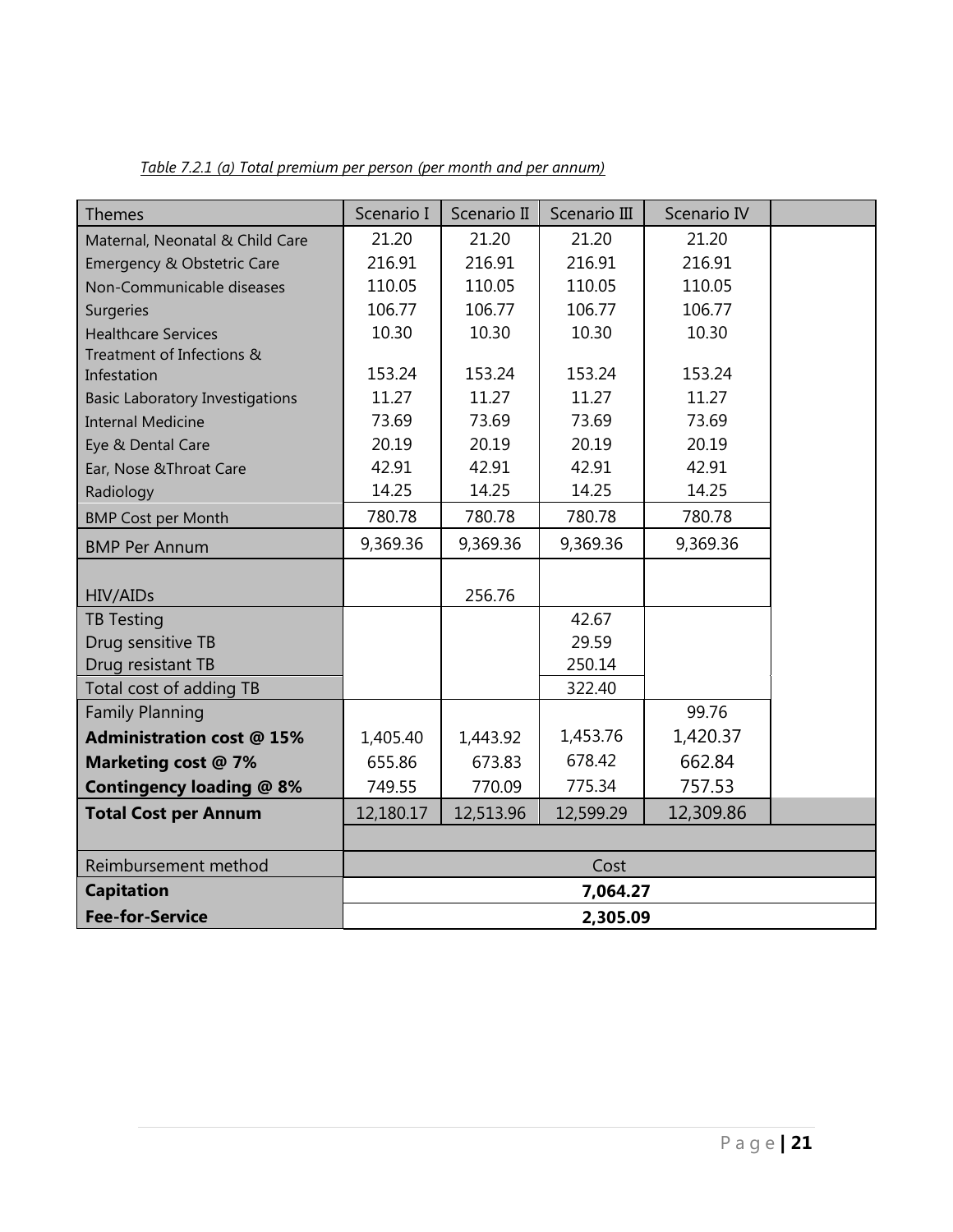*Table 7.2.1 (a) Total premium per person (per month and per annum)*

| Themes | Scenario I | Scenario II | Scenario III | Scenario IV | |
|---|---|---|---|---|---|
| Maternal, Neonatal & Child Care | 21.20 | 21.20 | 21.20 | 21.20 | |
| Emergency & Obstetric Care | 216.91 | 216.91 | 216.91 | 216.91 | |
| Non-Communicable diseases | 110.05 | 110.05 | 110.05 | 110.05 | |
| Surgeries | 106.77 | 106.77 | 106.77 | 106.77 | |
| Healthcare Services | 10.30 | 10.30 | 10.30 | 10.30 | |
| Treatment of Infections & Infestation | 153.24 | 153.24 | 153.24 | 153.24 | |
| Basic Laboratory Investigations | 11.27 | 11.27 | 11.27 | 11.27 | |
| Internal Medicine | 73.69 | 73.69 | 73.69 | 73.69 | |
| Eye & Dental Care | 20.19 | 20.19 | 20.19 | 20.19 | |
| Ear, Nose &Throat Care | 42.91 | 42.91 | 42.91 | 42.91 | |
| Radiology | 14.25 | 14.25 | 14.25 | 14.25 | |
| BMP Cost per Month | 780.78 | 780.78 | 780.78 | 780.78 | |
| BMP Per Annum | 9,369.36 | 9,369.36 | 9,369.36 | 9,369.36 | |
| HIV/AIDs | | 256.76 | | | |
| TB Testing | | | 42.67 | | |
| Drug sensitive TB | | | 29.59 | | |
| Drug resistant TB | | | 250.14 | | |
| Total cost of adding TB | | | 322.40 | | |
| Family Planning | | | | 99.76 | |
| **Administration cost @ 15%** | 1,405.40 | 1,443.92 | 1,453.76 | 1,420.37 | |
| **Marketing cost @ 7%** | 655.86 | 673.83 | 678.42 | 662.84 | |
| **Contingency loading @ 8%** | 749.55 | 770.09 | 775.34 | 757.53 | |
| **Total Cost per Annum** | 12,180.17 | 12,513.96 | 12,599.29 | 12,309.86 | |
| | | | | | |
| Reimbursement method | Cost | | | | |
| **Capitation** | **7,064.27** | | | | |
| **Fee-for-Service** | **2,305.09** | | | | |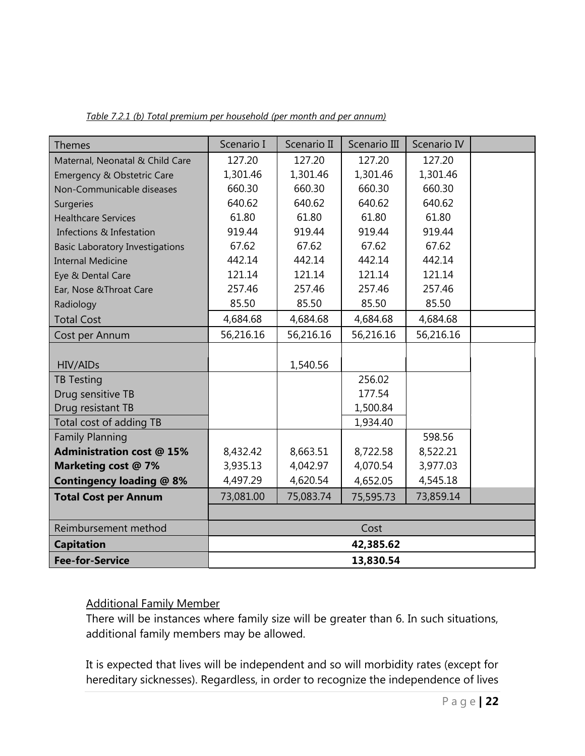*Table 7.2.1 (b) Total premium per household (per month and per annum)*

| Themes | Scenario I | Scenario II | Scenario III | Scenario IV | |
|---|---|---|---|---|---|
| Maternal, Neonatal & Child Care | 127.20 | 127.20 | 127.20 | 127.20 | |
| Emergency & Obstetric Care | 1,301.46 | 1,301.46 | 1,301.46 | 1,301.46 | |
| Non-Communicable diseases | 660.30 | 660.30 | 660.30 | 660.30 | |
| Surgeries | 640.62 | 640.62 | 640.62 | 640.62 | |
| Healthcare Services | 61.80 | 61.80 | 61.80 | 61.80 | |
| Infections & Infestation | 919.44 | 919.44 | 919.44 | 919.44 | |
| Basic Laboratory Investigations | 67.62 | 67.62 | 67.62 | 67.62 | |
| Internal Medicine | 442.14 | 442.14 | 442.14 | 442.14 | |
| Eye & Dental Care | 121.14 | 121.14 | 121.14 | 121.14 | |
| Ear, Nose &Throat Care | 257.46 | 257.46 | 257.46 | 257.46 | |
| Radiology | 85.50 | 85.50 | 85.50 | 85.50 | |
| Total Cost | 4,684.68 | 4,684.68 | 4,684.68 | 4,684.68 | |
| Cost per Annum | 56,216.16 | 56,216.16 | 56,216.16 | 56,216.16 | |
| HIV/AIDs | | 1,540.56 | | | |
| TB Testing | | | 256.02 | | |
| Drug sensitive TB | | | 177.54 | | |
| Drug resistant TB | | | 1,500.84 | | |
| Total cost of adding TB | | | 1,934.40 | | |
| Family Planning | | | | 598.56 | |
| **Administration cost @ 15%** | 8,432.42 | 8,663.51 | 8,722.58 | 8,522.21 | |
| **Marketing cost @ 7%** | 3,935.13 | 4,042.97 | 4,070.54 | 3,977.03 | |
| **Contingency loading @ 8%** | 4,497.29 | 4,620.54 | 4,652.05 | 4,545.18 | |
| **Total Cost per Annum** | 73,081.00 | 75,083.74 | 75,595.73 | 73,859.14 | |
| | | | | | |
| Reimbursement method | Cost | | | | |
| **Capitation** | **42,385.62** | | | | |
| **Fee-for-Service** | **13,830.54** | | | | |

Additional Family Member

There will be instances where family size will be greater than 6. In such situations, additional family members may be allowed.

It is expected that lives will be independent and so will morbidity rates (except for hereditary sicknesses). Regardless, in order to recognize the independence of lives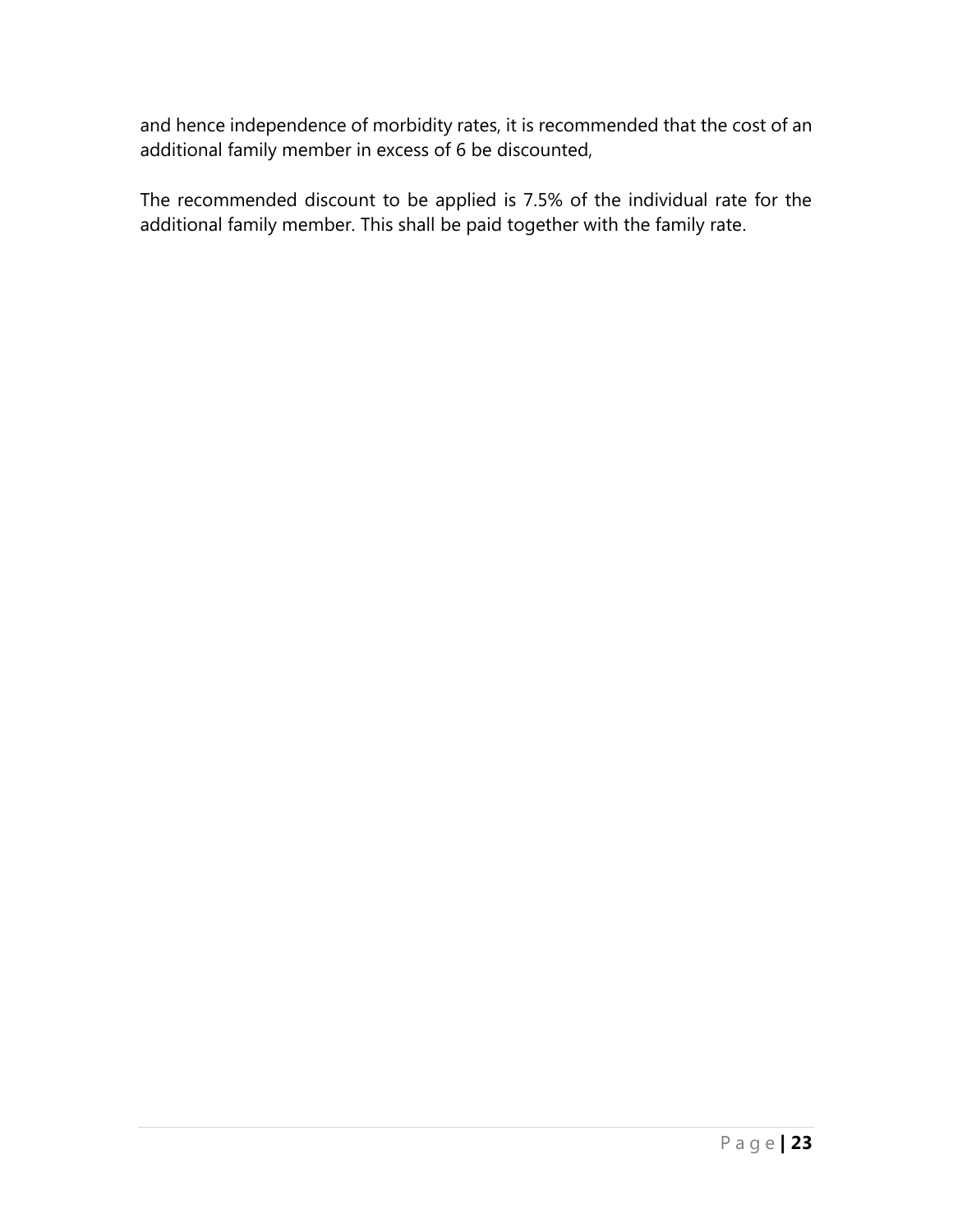and hence independence of morbidity rates, it is recommended that the cost of an additional family member in excess of 6 be discounted,

The recommended discount to be applied is 7.5% of the individual rate for the additional family member. This shall be paid together with the family rate.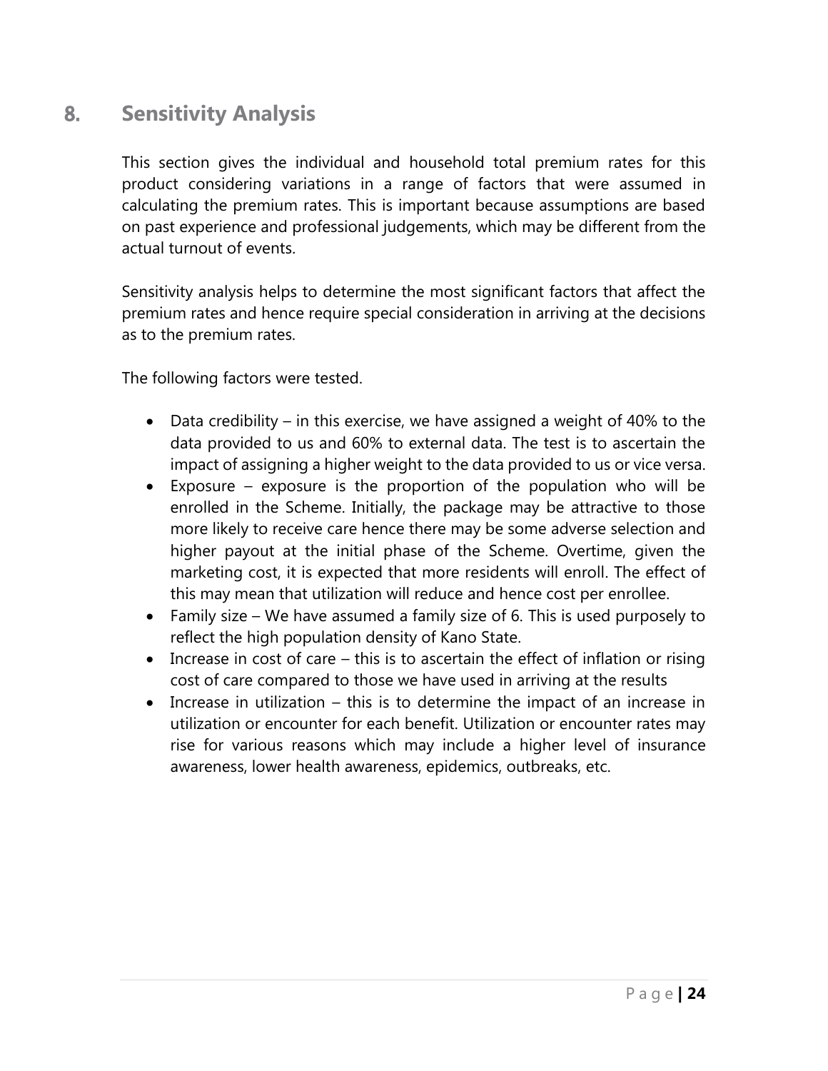## 8. Sensitivity Analysis

This section gives the individual and household total premium rates for this product considering variations in a range of factors that were assumed in calculating the premium rates. This is important because assumptions are based on past experience and professional judgements, which may be different from the actual turnout of events.

Sensitivity analysis helps to determine the most significant factors that affect the premium rates and hence require special consideration in arriving at the decisions as to the premium rates.

The following factors were tested.

- Data credibility – in this exercise, we have assigned a weight of 40% to the data provided to us and 60% to external data. The test is to ascertain the impact of assigning a higher weight to the data provided to us or vice versa.
- Exposure – exposure is the proportion of the population who will be enrolled in the Scheme. Initially, the package may be attractive to those more likely to receive care hence there may be some adverse selection and higher payout at the initial phase of the Scheme. Overtime, given the marketing cost, it is expected that more residents will enroll. The effect of this may mean that utilization will reduce and hence cost per enrollee.
- Family size – We have assumed a family size of 6. This is used purposely to reflect the high population density of Kano State.
- Increase in cost of care – this is to ascertain the effect of inflation or rising cost of care compared to those we have used in arriving at the results
- Increase in utilization – this is to determine the impact of an increase in utilization or encounter for each benefit. Utilization or encounter rates may rise for various reasons which may include a higher level of insurance awareness, lower health awareness, epidemics, outbreaks, etc.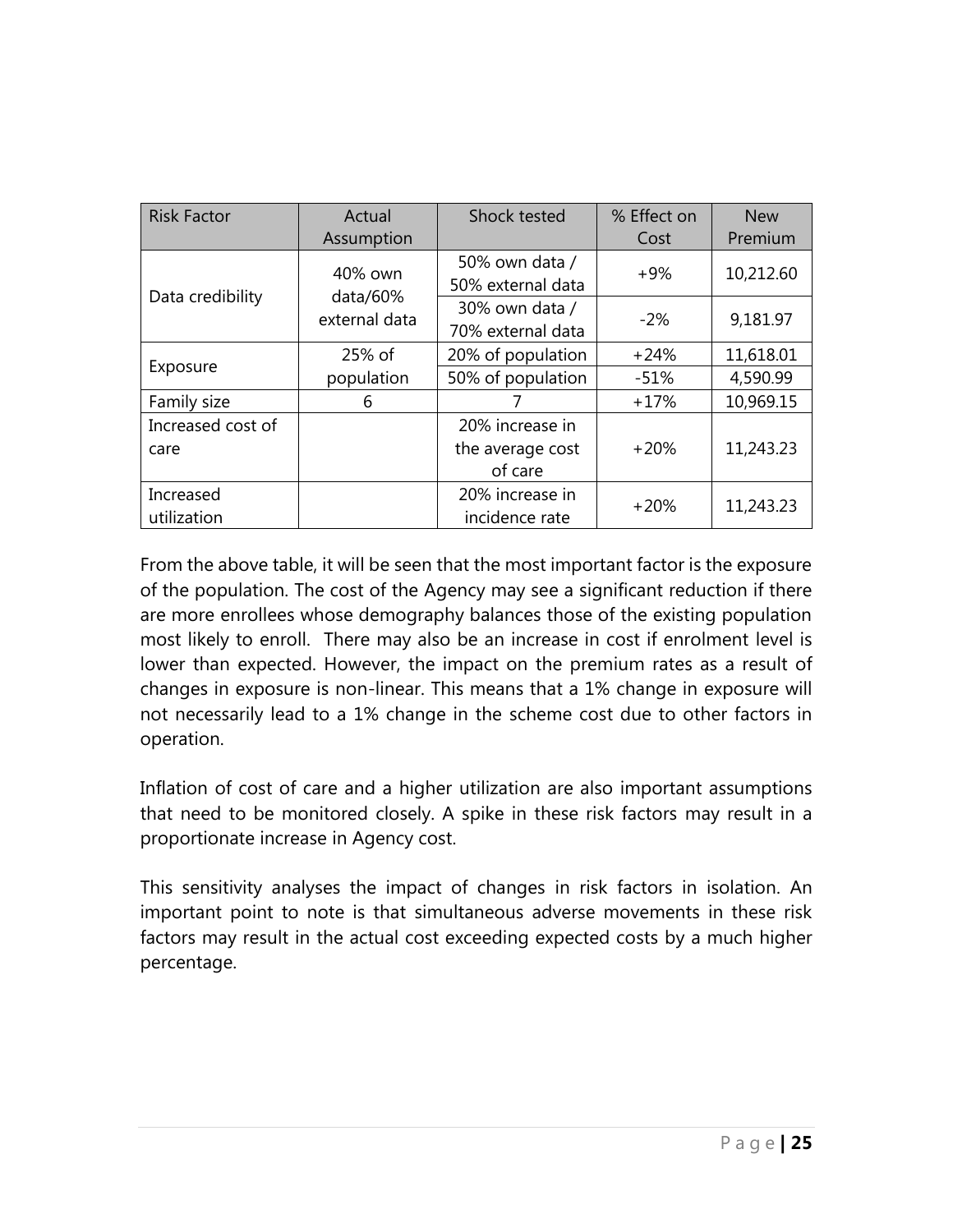| Risk Factor | Actual Assumption | Shock tested | % Effect on Cost | New Premium |
|---|---|---|---|---|
| Data credibility | 40% own data/60% external data | 50% own data / 50% external data | +9% | 10,212.60 |
| | | 30% own data / 70% external data | -2% | 9,181.97 |
| Exposure | 25% of population | 20% of population | +24% | 11,618.01 |
| | | 50% of population | -51% | 4,590.99 |
| Family size | 6 | 7 | +17% | 10,969.15 |
| Increased cost of care | | 20% increase in the average cost of care | +20% | 11,243.23 |
| Increased utilization | | 20% increase in incidence rate | +20% | 11,243.23 |

From the above table, it will be seen that the most important factor is the exposure of the population. The cost of the Agency may see a significant reduction if there are more enrollees whose demography balances those of the existing population most likely to enroll. There may also be an increase in cost if enrolment level is lower than expected. However, the impact on the premium rates as a result of changes in exposure is non-linear. This means that a 1% change in exposure will not necessarily lead to a 1% change in the scheme cost due to other factors in operation.

Inflation of cost of care and a higher utilization are also important assumptions that need to be monitored closely. A spike in these risk factors may result in a proportionate increase in Agency cost.

This sensitivity analyses the impact of changes in risk factors in isolation. An important point to note is that simultaneous adverse movements in these risk factors may result in the actual cost exceeding expected costs by a much higher percentage.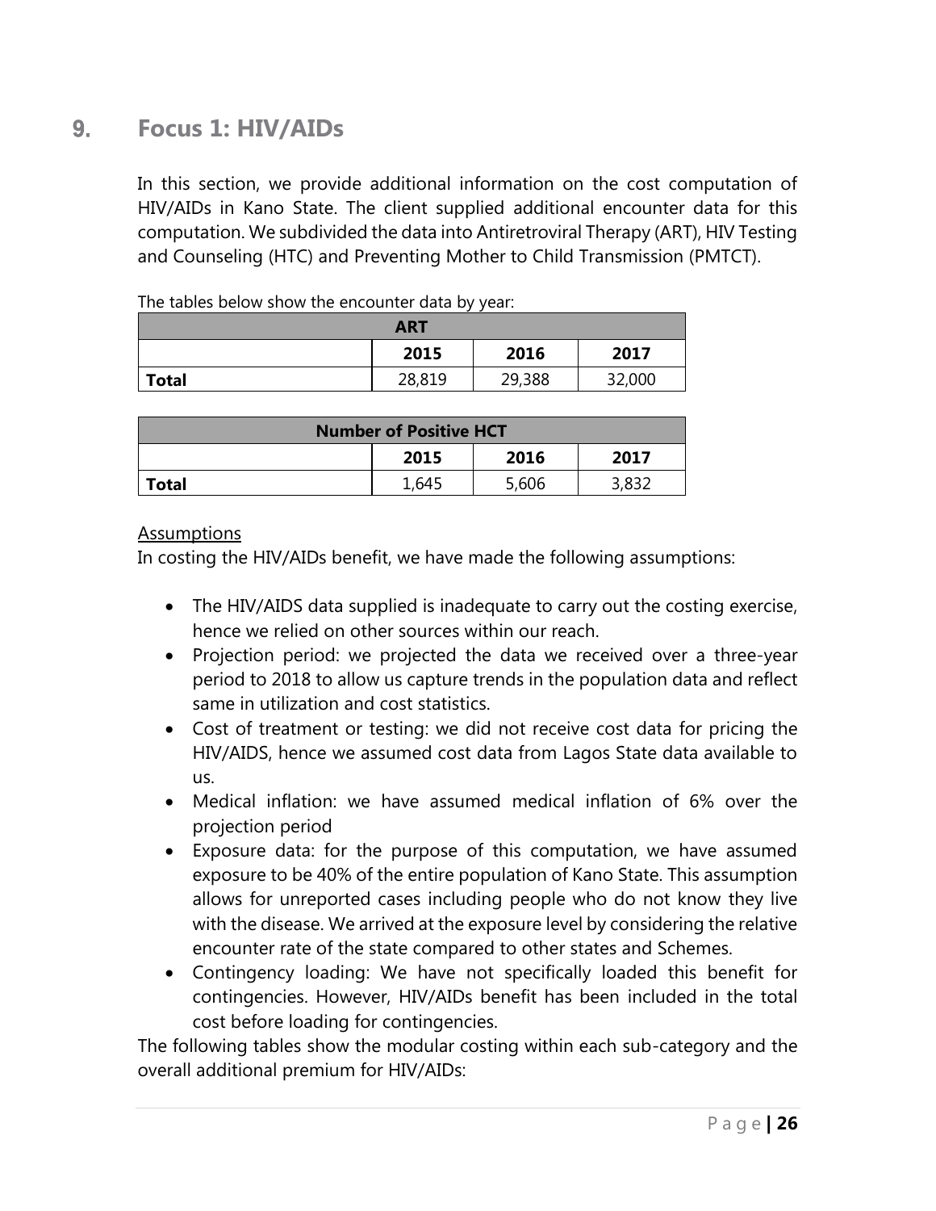# 9. Focus 1: HIV/AIDs

In this section, we provide additional information on the cost computation of HIV/AIDs in Kano State. The client supplied additional encounter data for this computation. We subdivided the data into Antiretroviral Therapy (ART), HIV Testing and Counseling (HTC) and Preventing Mother to Child Transmission (PMTCT).

The tables below show the encounter data by year:

| ART | | | |
|---|---|---|---|
| | 2015 | 2016 | 2017 |
| **Total** | 28,819 | 29,388 | 32,000 |

| Number of Positive HCT | | | |
|---|---|---|---|
| | 2015 | 2016 | 2017 |
| **Total** | 1,645 | 5,606 | 3,832 |

Assumptions

In costing the HIV/AIDs benefit, we have made the following assumptions:

- The HIV/AIDS data supplied is inadequate to carry out the costing exercise, hence we relied on other sources within our reach.
- Projection period: we projected the data we received over a three-year period to 2018 to allow us capture trends in the population data and reflect same in utilization and cost statistics.
- Cost of treatment or testing: we did not receive cost data for pricing the HIV/AIDS, hence we assumed cost data from Lagos State data available to us.
- Medical inflation: we have assumed medical inflation of 6% over the projection period
- Exposure data: for the purpose of this computation, we have assumed exposure to be 40% of the entire population of Kano State. This assumption allows for unreported cases including people who do not know they live with the disease. We arrived at the exposure level by considering the relative encounter rate of the state compared to other states and Schemes.
- Contingency loading: We have not specifically loaded this benefit for contingencies. However, HIV/AIDs benefit has been included in the total cost before loading for contingencies.

The following tables show the modular costing within each sub-category and the overall additional premium for HIV/AIDs: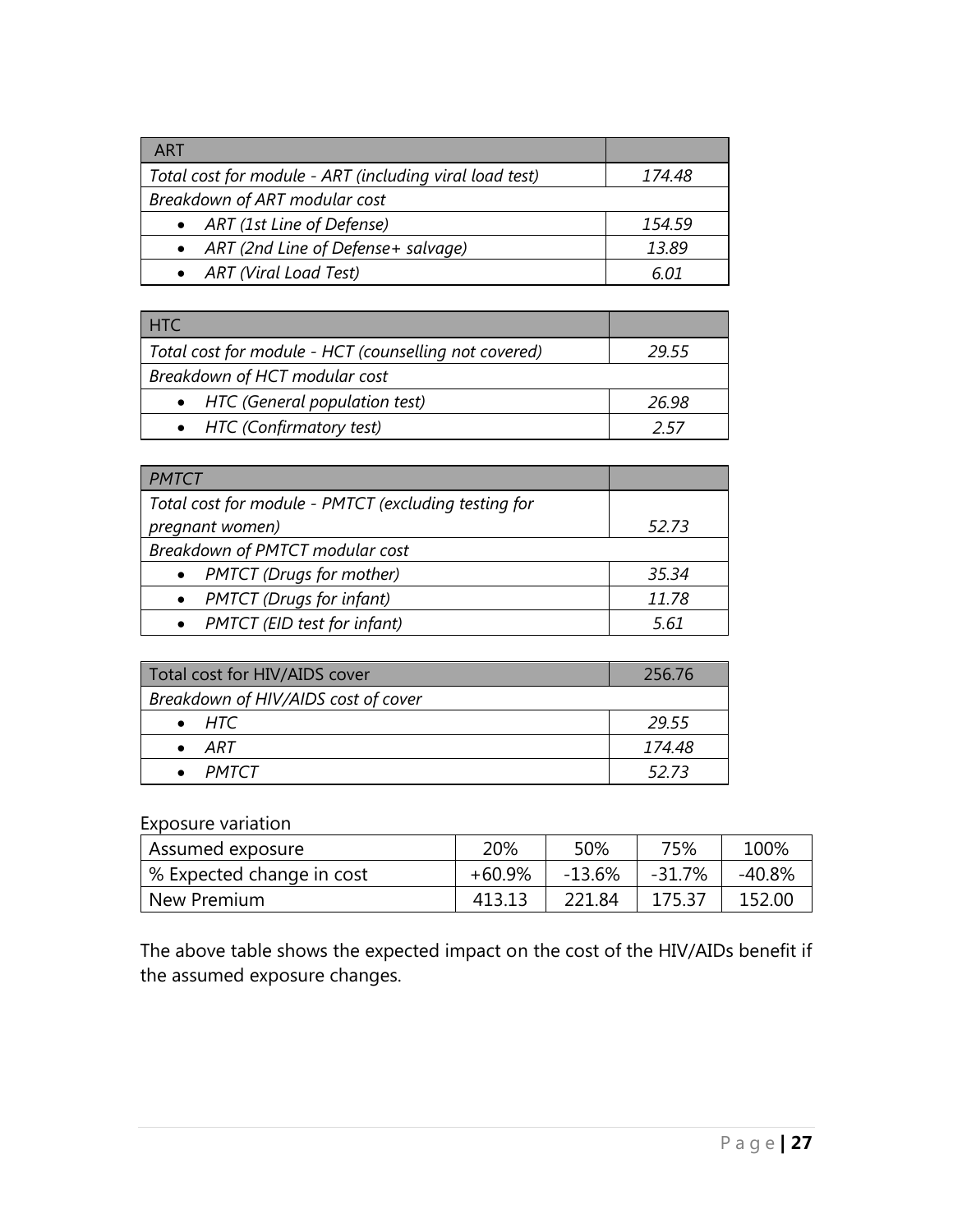| ART | |
|---|---|
| *Total cost for module - ART (including viral load test)* | *174.48* |
| *Breakdown of ART modular cost* | |
| • *ART (1st Line of Defense)* | *154.59* |
| • *ART (2nd Line of Defense+ salvage)* | *13.89* |
| • *ART (Viral Load Test)* | *6.01* |

| HTC | |
|---|---|
| *Total cost for module - HCT (counselling not covered)* | *29.55* |
| *Breakdown of HCT modular cost* | |
| • *HTC (General population test)* | *26.98* |
| • *HTC (Confirmatory test)* | *2.57* |

| *PMTCT* | |
|---|---|
| *Total cost for module - PMTCT (excluding testing for pregnant women)* | *52.73* |
| *Breakdown of PMTCT modular cost* | |
| • *PMTCT (Drugs for mother)* | *35.34* |
| • *PMTCT (Drugs for infant)* | *11.78* |
| • *PMTCT (EID test for infant)* | *5.61* |

| Total cost for HIV/AIDS cover | 256.76 |
|---|---|
| *Breakdown of HIV/AIDS cost of cover* | |
| • *HTC* | *29.55* |
| • *ART* | *174.48* |
| • *PMTCT* | *52.73* |

Exposure variation

| Assumed exposure | 20% | 50% | 75% | 100% |
|---|---|---|---|---|
| % Expected change in cost | +60.9% | -13.6% | -31.7% | -40.8% |
| New Premium | 413.13 | 221.84 | 175.37 | 152.00 |

The above table shows the expected impact on the cost of the HIV/AIDs benefit if the assumed exposure changes.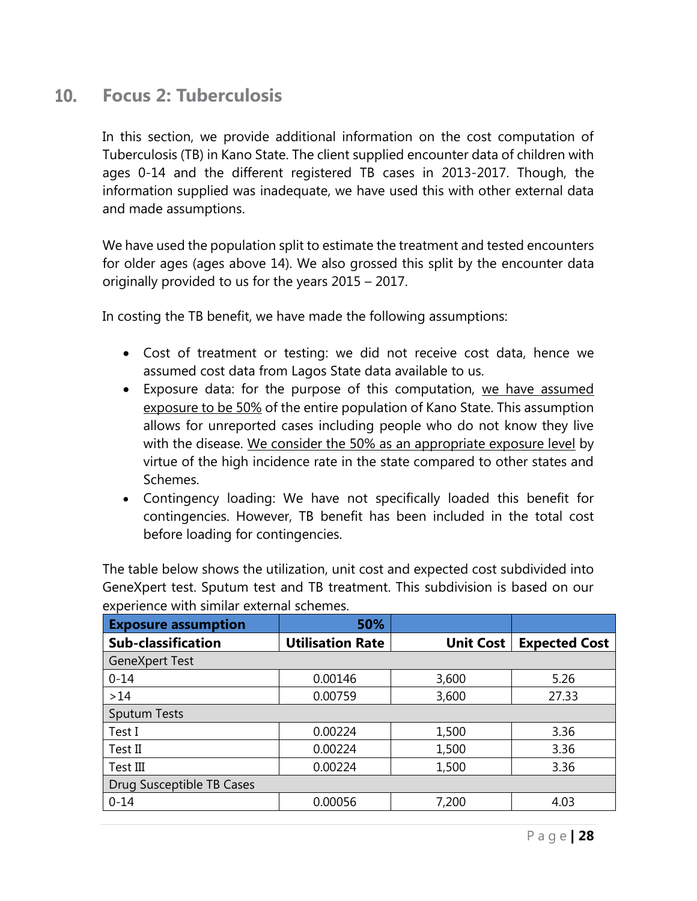## 10. Focus 2: Tuberculosis

In this section, we provide additional information on the cost computation of Tuberculosis (TB) in Kano State. The client supplied encounter data of children with ages 0-14 and the different registered TB cases in 2013-2017. Though, the information supplied was inadequate, we have used this with other external data and made assumptions.

We have used the population split to estimate the treatment and tested encounters for older ages (ages above 14). We also grossed this split by the encounter data originally provided to us for the years 2015 – 2017.

In costing the TB benefit, we have made the following assumptions:

- Cost of treatment or testing: we did not receive cost data, hence we assumed cost data from Lagos State data available to us.
- Exposure data: for the purpose of this computation, we have assumed exposure to be 50% of the entire population of Kano State. This assumption allows for unreported cases including people who do not know they live with the disease. We consider the 50% as an appropriate exposure level by virtue of the high incidence rate in the state compared to other states and Schemes.
- Contingency loading: We have not specifically loaded this benefit for contingencies. However, TB benefit has been included in the total cost before loading for contingencies.

The table below shows the utilization, unit cost and expected cost subdivided into GeneXpert test. Sputum test and TB treatment. This subdivision is based on our experience with similar external schemes.

| **Exposure assumption** | **50%** | | |
|---|---|---|---|
| **Sub-classification** | **Utilisation Rate** | **Unit Cost** | **Expected Cost** |
| GeneXpert Test | | | |
| 0-14 | 0.00146 | 3,600 | 5.26 |
| >14 | 0.00759 | 3,600 | 27.33 |
| Sputum Tests | | | |
| Test I | 0.00224 | 1,500 | 3.36 |
| Test II | 0.00224 | 1,500 | 3.36 |
| Test III | 0.00224 | 1,500 | 3.36 |
| Drug Susceptible TB Cases | | | |
| 0-14 | 0.00056 | 7,200 | 4.03 |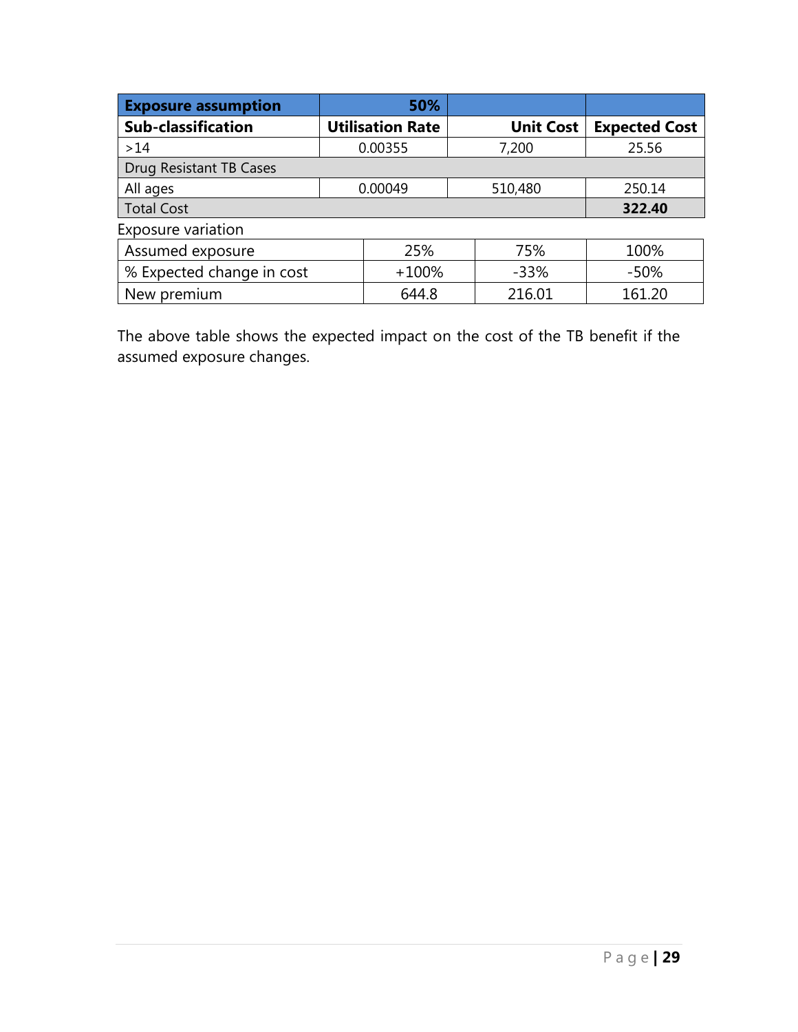| Exposure assumption | 50% | | |
|---|---|---|---|
| **Sub-classification** | **Utilisation Rate** | **Unit Cost** | **Expected Cost** |
| >14 | 0.00355 | 7,200 | 25.56 |
| Drug Resistant TB Cases | | | |
| All ages | 0.00049 | 510,480 | 250.14 |
| Total Cost | | | **322.40** |

Exposure variation

| Assumed exposure | 25% | 75% | 100% |
|---|---|---|---|
| % Expected change in cost | +100% | -33% | -50% |
| New premium | 644.8 | 216.01 | 161.20 |

The above table shows the expected impact on the cost of the TB benefit if the assumed exposure changes.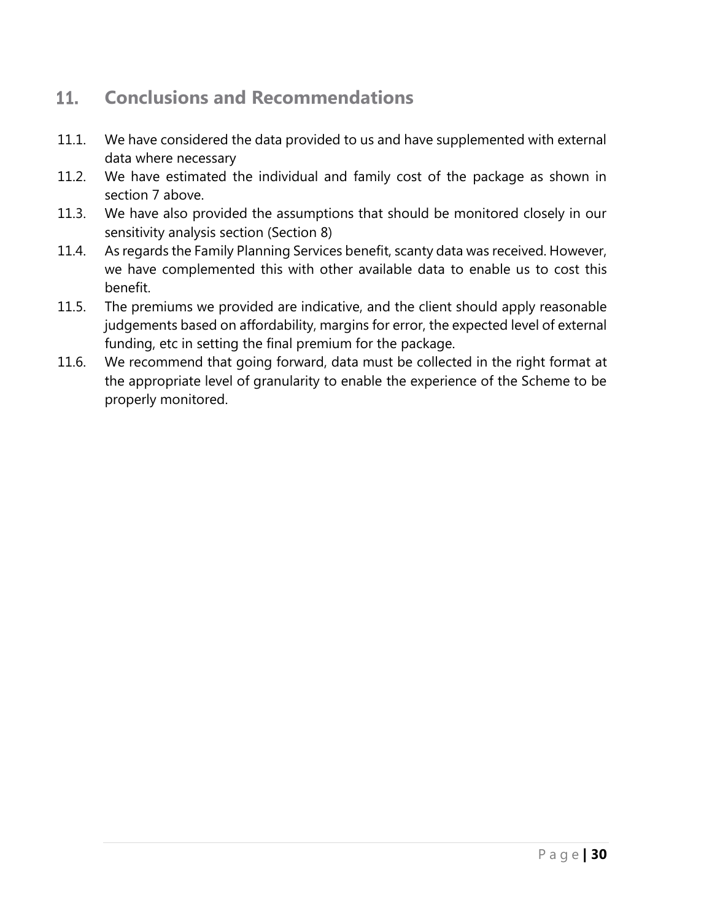# 11. Conclusions and Recommendations

11.1. We have considered the data provided to us and have supplemented with external data where necessary

11.2. We have estimated the individual and family cost of the package as shown in section 7 above.

11.3. We have also provided the assumptions that should be monitored closely in our sensitivity analysis section (Section 8)

11.4. As regards the Family Planning Services benefit, scanty data was received. However, we have complemented this with other available data to enable us to cost this benefit.

11.5. The premiums we provided are indicative, and the client should apply reasonable judgements based on affordability, margins for error, the expected level of external funding, etc in setting the final premium for the package.

11.6. We recommend that going forward, data must be collected in the right format at the appropriate level of granularity to enable the experience of the Scheme to be properly monitored.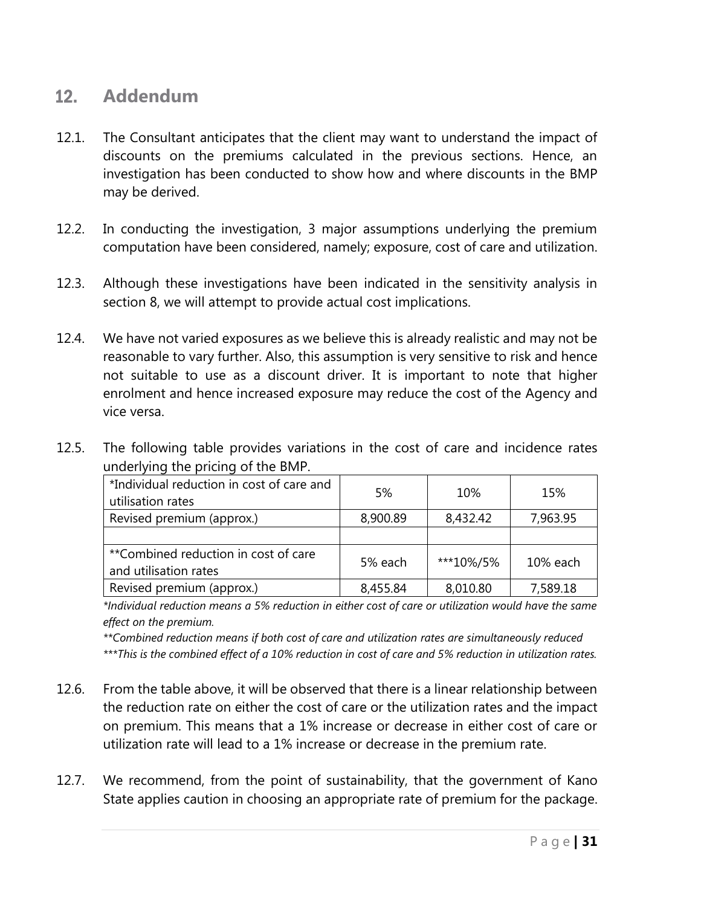## 12. Addendum

12.1. The Consultant anticipates that the client may want to understand the impact of discounts on the premiums calculated in the previous sections. Hence, an investigation has been conducted to show how and where discounts in the BMP may be derived.

12.2. In conducting the investigation, 3 major assumptions underlying the premium computation have been considered, namely; exposure, cost of care and utilization.

12.3. Although these investigations have been indicated in the sensitivity analysis in section 8, we will attempt to provide actual cost implications.

12.4. We have not varied exposures as we believe this is already realistic and may not be reasonable to vary further. Also, this assumption is very sensitive to risk and hence not suitable to use as a discount driver. It is important to note that higher enrolment and hence increased exposure may reduce the cost of the Agency and vice versa.

12.5. The following table provides variations in the cost of care and incidence rates underlying the pricing of the BMP.

| *Individual reduction in cost of care and utilisation rates | 5% | 10% | 15% |
|---|---|---|---|
| Revised premium (approx.) | 8,900.89 | 8,432.42 | 7,963.95 |
| | | | |
| **Combined reduction in cost of care and utilisation rates | 5% each | ***10%/5% | 10% each |
| Revised premium (approx.) | 8,455.84 | 8,010.80 | 7,589.18 |

*\*Individual reduction means a 5% reduction in either cost of care or utilization would have the same effect on the premium.*

*\*\*Combined reduction means if both cost of care and utilization rates are simultaneously reduced*

*\*\*\*This is the combined effect of a 10% reduction in cost of care and 5% reduction in utilization rates.*

12.6. From the table above, it will be observed that there is a linear relationship between the reduction rate on either the cost of care or the utilization rates and the impact on premium. This means that a 1% increase or decrease in either cost of care or utilization rate will lead to a 1% increase or decrease in the premium rate.

12.7. We recommend, from the point of sustainability, that the government of Kano State applies caution in choosing an appropriate rate of premium for the package.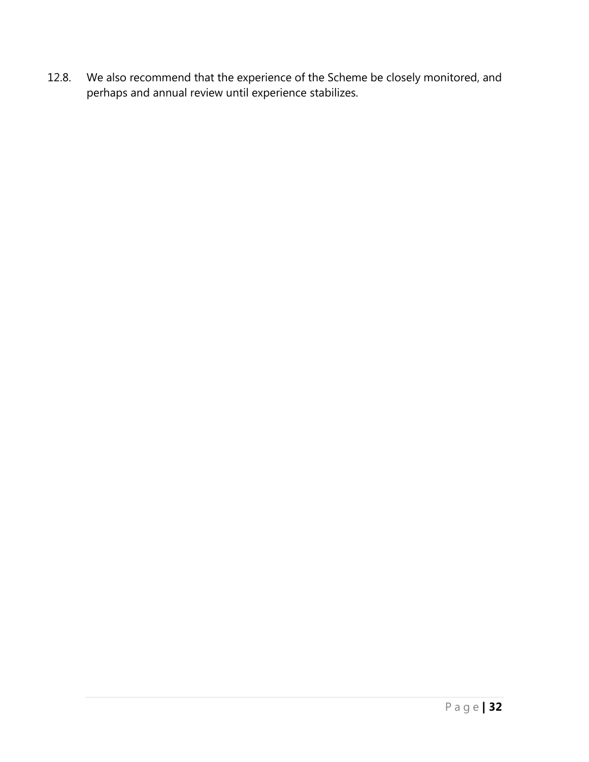12.8. We also recommend that the experience of the Scheme be closely monitored, and perhaps and annual review until experience stabilizes.